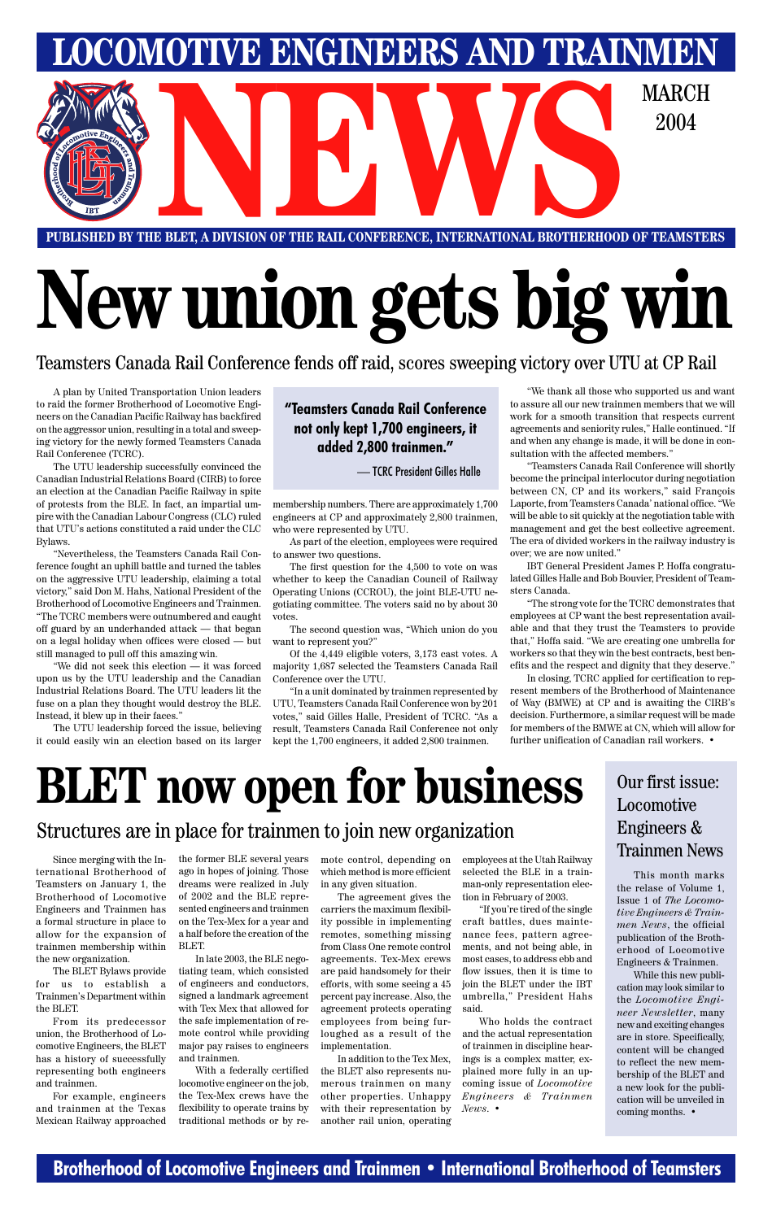# LOCOMOTIVE ENGINEERS AND TRAINMEN NEWS

MARCH 2004

**PUBLISHED BY THE BLET, A DIVISION OF THE RAIL CONFERENCE, INTERNATIONAL BROTHERHOOD OF TEAMSTERS**

# New union gets big win

## Teamsters Canada Rail Conference fends off raid, scores sweeping victory over UTU at CP Rail

A plan by United Transportation Union leaders to raid the former Brotherhood of Locomotive Engineers on the Canadian Pacific Railway has backfired on the aggressor union, resulting in a total and sweeping victory for the newly formed Teamsters Canada Rail Conference (TCRC).

The UTU leadership successfully convinced the Canadian Industrial Relations Board (CIRB) to force an election at the Canadian Pacific Railway in spite of protests from the BLE. In fact, an impartial umpire with the Canadian Labour Congress (CLC) ruled that UTU's actions constituted a raid under the CLC Bylaws.

"Nevertheless, the Teamsters Canada Rail Conference fought an uphill battle and turned the tables on the aggressive UTU leadership, claiming a total victory," said Don M. Hahs, National President of the Brotherhood of Locomotive Engineers and Trainmen. "The TCRC members were outnumbered and caught off guard by an underhanded attack — that began on a legal holiday when offices were closed — but still managed to pull off this amazing win.

"We did not seek this election — it was forced upon us by the UTU leadership and the Canadian Industrial Relations Board. The UTU leaders lit the fuse on a plan they thought would destroy the BLE. Instead, it blew up in their faces."

The UTU leadership forced the issue, believing it could easily win an election based on its larger membership numbers. There are approximately 1,700 engineers at CP and approximately 2,800 trainmen, who were represented by UTU.

> **"Teamsters Canada Rail Conference not only kept 1,700 engineers, it added 2,800 trainmen."**
>
> — TCRC President Gilles Halle

As part of the election, employees were required to answer two questions.

The first question for the 4,500 to vote on was whether to keep the Canadian Council of Railway Operating Unions (CCROU), the joint BLE-UTU negotiating committee. The voters said no by about 30 votes.

The second question was, "Which union do you want to represent you?"

Of the 4,449 eligible voters, 3,173 cast votes. A majority 1,687 selected the Teamsters Canada Rail Conference over the UTU.

"In a unit dominated by trainmen represented by UTU, Teamsters Canada Rail Conference won by 201 votes," said Gilles Halle, President of TCRC. "As a result, Teamsters Canada Rail Conference not only kept the 1,700 engineers, it added 2,800 trainmen.

"We thank all those who supported us and want to assure all our new trainmen members that we will work for a smooth transition that respects current agreements and seniority rules," Halle continued. "If and when any change is made, it will be done in consultation with the affected members."

"Teamsters Canada Rail Conference will shortly become the principal interlocutor during negotiation between CN, CP and its workers," said François Laporte, from Teamsters Canada' national office. "We will be able to sit quickly at the negotiation table with management and get the best collective agreement. The era of divided workers in the railway industry is over; we are now united."

IBT General President James P. Hoffa congratulated Gilles Halle and Bob Bouvier, President of Teamsters Canada.

"The strong vote for the TCRC demonstrates that employees at CP want the best representation available and that they trust the Teamsters to provide that," Hoffa said. "We are creating one umbrella for workers so that they win the best contracts, best benefits and the respect and dignity that they deserve."

In closing, TCRC applied for certification to represent members of the Brotherhood of Maintenance of Way (BMWE) at CP and is awaiting the CIRB's decision. Furthermore, a similar request will be made for members of the BMWE at CN, which will allow for further unification of Canadian rail workers. •

# BLET now open for business

## Structures are in place for trainmen to join new organization

Since merging with the International Brotherhood of Teamsters on January 1, the Brotherhood of Locomotive Engineers and Trainmen has a formal structure in place to allow for the expansion of trainmen membership within the new organization.

The BLET Bylaws provide for us to establish a Trainmen's Department within the BLET.

From its predecessor union, the Brotherhood of Locomotive Engineers, the BLET has a history of successfully representing both engineers and trainmen.

For example, engineers and trainmen at the Texas Mexican Railway approached the former BLE several years ago in hopes of joining. Those dreams were realized in July of 2002 and the BLE represented engineers and trainmen on the Tex-Mex for a year and a half before the creation of the BLET.

In late 2003, the BLE negotiating team, which consisted of engineers and conductors, signed a landmark agreement with Tex Mex that allowed for the safe implementation of remote control while providing major pay raises to engineers and trainmen.

With a federally certified locomotive engineer on the job, the Tex-Mex crews have the flexibility to operate trains by traditional methods or by remote control, depending on which method is more efficient in any given situation.

The agreement gives the carriers the maximum flexibility possible in implementing remotes, something missing from Class One remote control agreements. Tex-Mex crews are paid handsomely for their efforts, with some seeing a 45 percent pay increase. Also, the agreement protects operating employees from being furloughed as a result of the implementation.

In addition to the Tex Mex, the BLET also represents numerous trainmen on many other properties. Unhappy with their representation by another rail union, operating employees at the Utah Railway selected the BLE in a trainman-only representation election in February of 2003.

"If you're tired of the single craft battles, dues maintenance fees, pattern agreements, and not being able, in most cases, to address ebb and flow issues, then it is time to join the BLET under the IBT umbrella," President Hahs said.

Who holds the contract and the actual representation of trainmen in discipline hearings is a complex matter, explained more fully in an upcoming issue of *Locomotive Engineers & Trainmen News*. •

## Our first issue: Locomotive Engineers & Trainmen News

This month marks the relase of Volume 1, Issue 1 of *The Locomotive Engineers & Trainmen News*, the official publication of the Brotherhood of Locomotive Engineers & Trainmen.

While this new publication may look similar to the *Locomotive Engineer Newsletter*, many new and exciting changes are in store. Specifically, content will be changed to reflect the new membership of the BLET and a new look for the publication will be unveiled in coming months. •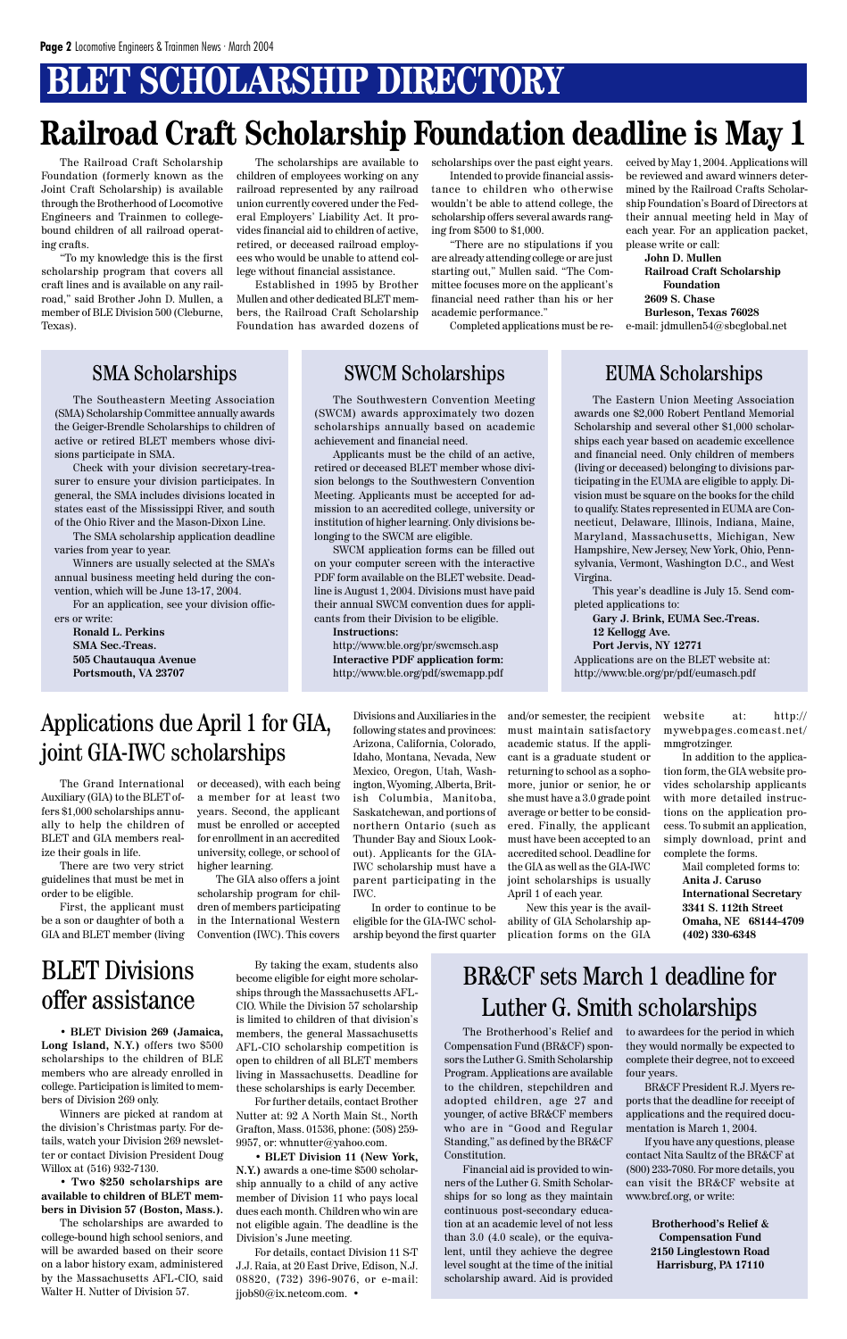# BLET SCHOLARSHIP DIRECTORY

## Railroad Craft Scholarship Foundation deadline is May 1

The Railroad Craft Scholarship Foundation (formerly known as the Joint Craft Scholarship) is available through the Brotherhood of Locomotive Engineers and Trainmen to college-bound children of all railroad operating crafts.

"To my knowledge this is the first scholarship program that covers all craft lines and is available on any railroad," said Brother John D. Mullen, a member of BLE Division 500 (Cleburne, Texas).

The scholarships are available to children of employees working on any railroad represented by any railroad union currently covered under the Federal Employers' Liability Act. It provides financial aid to children of active, retired, or deceased railroad employees who would be unable to attend college without financial assistance.

Established in 1995 by Brother Mullen and other dedicated BLET members, the Railroad Craft Scholarship Foundation has awarded dozens of scholarships over the past eight years.

Intended to provide financial assistance to children who otherwise wouldn't be able to attend college, the scholarship offers several awards ranging from $500 to $1,000.

"There are no stipulations if you are already attending college or are just starting out," Mullen said. "The Committee focuses more on the applicant's financial need rather than his or her academic performance."

Completed applications must be received by May 1, 2004. Applications will be reviewed and award winners determined by the Railroad Crafts Scholarship Foundation's Board of Directors at their annual meeting held in May of each year. For an application packet, please write or call:

**John D. Mullen**
**Railroad Craft Scholarship Foundation**
**2609 S. Chase**
**Burleson, Texas 76028**
e-mail: jdmullen54@sbcglobal.net

## SMA Scholarships

The Southeastern Meeting Association (SMA) Scholarship Committee annually awards the Geiger-Brendle Scholarships to children of active or retired BLET members whose divisions participate in SMA.

Check with your division secretary-treasurer to ensure your division participates. In general, the SMA includes divisions located in states east of the Mississippi River, and south of the Ohio River and the Mason-Dixon Line.

The SMA scholarship application deadline varies from year to year.

Winners are usually selected at the SMA's annual business meeting held during the convention, which will be June 13-17, 2004.

For an application, see your division officers or write:

**Ronald L. Perkins**
**SMA Sec.-Treas.**
**505 Chautauqua Avenue**
**Portsmouth, VA 23707**

## SWCM Scholarships

The Southwestern Convention Meeting (SWCM) awards approximately two dozen scholarships annually based on academic achievement and financial need.

Applicants must be the child of an active, retired or deceased BLET member whose division belongs to the Southwestern Convention Meeting. Applicants must be accepted for admission to an accredited college, university or institution of higher learning. Only divisions belonging to the SWCM are eligible.

SWCM application forms can be filled out on your computer screen with the interactive PDF form available on the BLET website. Deadline is August 1, 2004. Divisions must have paid their annual SWCM convention dues for applicants from their Division to be eligible.

**Instructions:**
http://www.ble.org/pr/swcmsch.asp
**Interactive PDF application form:**
http://www.ble.org/pdf/swcmapp.pdf

## EUMA Scholarships

The Eastern Union Meeting Association awards one $2,000 Robert Pentland Memorial Scholarship and several other $1,000 scholarships each year based on academic excellence and financial need. Only children of members (living or deceased) belonging to divisions participating in the EUMA are eligible to apply. Division must be square on the books for the child to qualify. States represented in EUMA are Connecticut, Delaware, Illinois, Indiana, Maine, Maryland, Massachusetts, Michigan, New Hampshire, New Jersey, New York, Ohio, Pennsylvania, Vermont, Washington D.C., and West Virgina.

This year's deadline is July 15. Send completed applications to:

**Gary J. Brink, EUMA Sec.-Treas.**
**12 Kellogg Ave.**
**Port Jervis, NY 12771**

Applications are on the BLET website at:
http://www.ble.org/pr/pdf/eumasch.pdf

## Applications due April 1 for GIA, joint GIA-IWC scholarships

The Grand International Auxiliary (GIA) to the BLET offers $1,000 scholarships annually to help the children of BLET and GIA members realize their goals in life.

There are two very strict guidelines that must be met in order to be eligible.

First, the applicant must be a son or daughter of both a GIA and BLET member (living or deceased), with each being a member for at least two years. Second, the applicant must be enrolled or accepted for enrollment in an accredited university, college, or school of higher learning.

The GIA also offers a joint scholarship program for children of members participating in the International Western Convention (IWC). This covers Divisions and Auxiliaries in the following states and provinces: Arizona, California, Colorado, Idaho, Montana, Nevada, New Mexico, Oregon, Utah, Washington, Wyoming, Alberta, British Columbia, Manitoba, Saskatchewan, and portions of northern Ontario (such as Thunder Bay and Sioux Lookout). Applicants for the GIA-IWC scholarship must have a parent participating in the IWC.

In order to continue to be eligible for the GIA-IWC scholarship beyond the first quarter and/or semester, the recipient must maintain satisfactory academic status. If the applicant is a graduate student or returning to school as a sophomore, junior or senior, he or she must have a 3.0 grade point average or better to be considered. Finally, the applicant must have been accepted to an accredited school. Deadline for the GIA as well as the GIA-IWC joint scholarships is usually April 1 of each year.

New this year is the availability of GIA Scholarship application forms on the GIA website at: http://mywebpages.comcast.net/mmgrotzinger.

In addition to the application form, the GIA website provides scholarship applicants with more detailed instructions on the application process. To submit an application, simply download, print and complete the forms.

Mail completed forms to:
**Anita J. Caruso**
**International Secretary**
**3341 S. 112th Street**
**Omaha, NE 68144-4709**
**(402) 330-6348**

## BLET Divisions offer assistance

• **BLET Division 269 (Jamaica, Long Island, N.Y.)** offers two $500 scholarships to the children of BLE members who are already enrolled in college. Participation is limited to members of Division 269 only.

Winners are picked at random at the division's Christmas party. For details, watch your Division 269 newsletter or contact Division President Doug Willox at (516) 932-7130.

• **Two $250 scholarships are available to children of BLET members in Division 57 (Boston, Mass.).**

The scholarships are awarded to college-bound high school seniors, and will be awarded based on their score on a labor history exam, administered by the Massachusetts AFL-CIO, said Walter H. Nutter of Division 57.

By taking the exam, students also become eligible for eight more scholarships through the Massachusetts AFL-CIO. While the Division 57 scholarship is limited to children of that division's members, the general Massachusetts AFL-CIO scholarship competition is open to children of all BLET members living in Massachusetts. Deadline for these scholarships is early December.

For further details, contact Brother Nutter at: 92 A North Main St., North Grafton, Mass. 01536, phone: (508) 259-9957, or: whnutter@yahoo.com.

• **BLET Division 11 (New York, N.Y.)** awards a one-time $500 scholarship annually to a child of any active member of Division 11 who pays local dues each month. Children who win are not eligible again. The deadline is the Division's June meeting.

For details, contact Division 11 S-T J.J. Raia, at 20 East Drive, Edison, N.J. 08820, (732) 396-9076, or e-mail: jjob80@ix.netcom.com. •

## BR&CF sets March 1 deadline for Luther G. Smith scholarships

The Brotherhood's Relief and Compensation Fund (BR&CF) sponsors the Luther G. Smith Scholarship Program. Applications are available to the children, stepchildren and adopted children, age 27 and younger, of active BR&CF members who are in "Good and Regular Standing," as defined by the BR&CF Constitution.

Financial aid is provided to winners of the Luther G. Smith Scholarships for so long as they maintain continuous post-secondary education at an academic level of not less than 3.0 (4.0 scale), or the equivalent, until they achieve the degree level sought at the time of the initial scholarship award. Aid is provided to awardees for the period in which they would normally be expected to complete their degree, not to exceed four years.

BR&CF President R.J. Myers reports that the deadline for receipt of applications and the required documentation is March 1, 2004.

If you have any questions, please contact Nita Saultz of the BR&CF at (800) 233-7080. For more details, you can visit the BR&CF website at www.brcf.org, or write:

**Brotherhood's Relief &**
**Compensation Fund**
**2150 Linglestown Road**
**Harrisburg, PA 17110**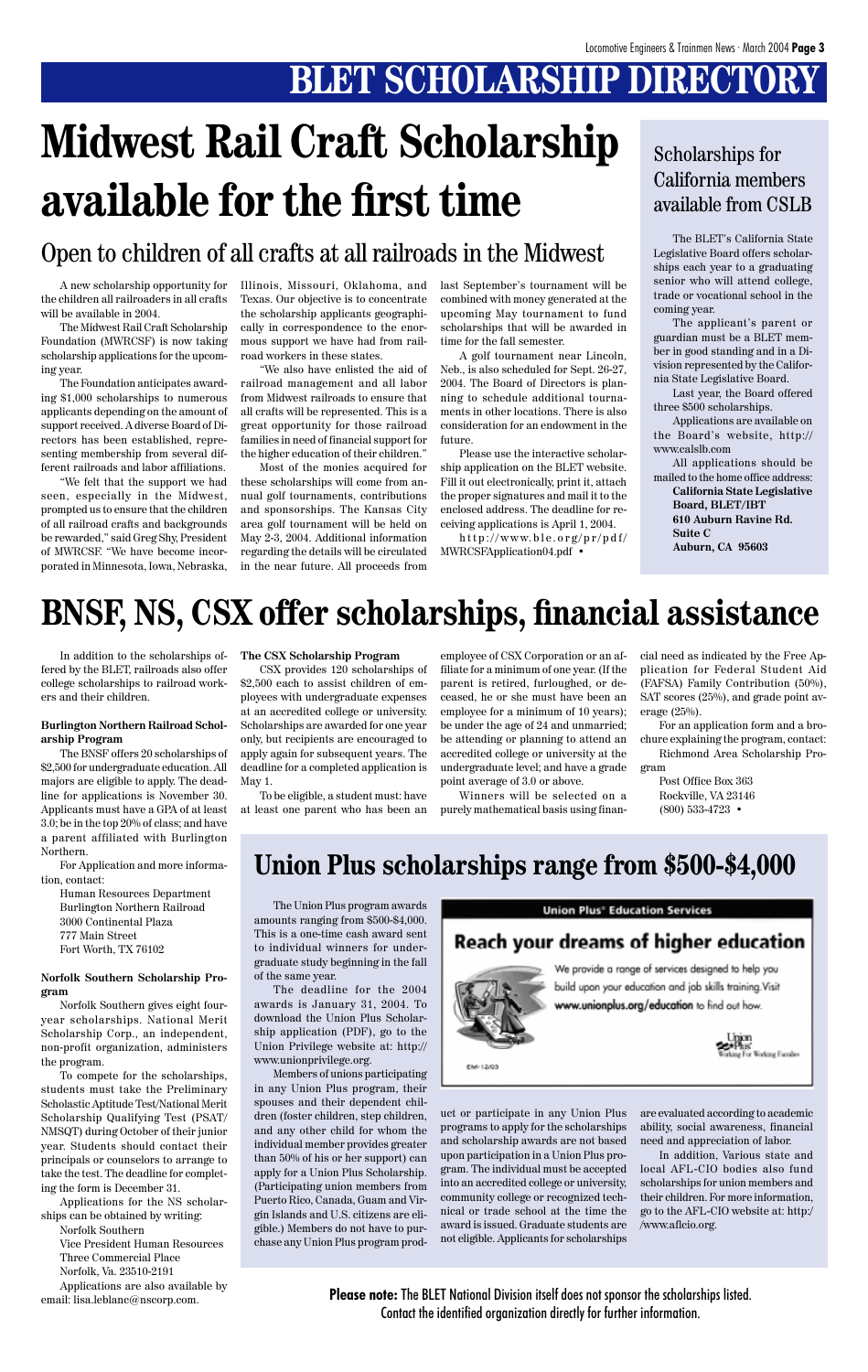# BLET SCHOLARSHIP DIRECTORY

# Midwest Rail Craft Scholarship available for the first time

## Open to children of all crafts at all railroads in the Midwest

A new scholarship opportunity for the children all railroaders in all crafts will be available in 2004.

The Midwest Rail Craft Scholarship Foundation (MWRCSF) is now taking scholarship applications for the upcoming year.

The Foundation anticipates awarding $1,000 scholarships to numerous applicants depending on the amount of support received. A diverse Board of Directors has been established, representing membership from several different railroads and labor affiliations.

"We felt that the support we had seen, especially in the Midwest, prompted us to ensure that the children of all railroad crafts and backgrounds be rewarded," said Greg Shy, President of MWRCSF. "We have become incorporated in Minnesota, Iowa, Nebraska, Illinois, Missouri, Oklahoma, and Texas. Our objective is to concentrate the scholarship applicants geographically in correspondence to the enormous support we have had from railroad workers in these states.

"We also have enlisted the aid of railroad management and all labor from Midwest railroads to ensure that all crafts will be represented. This is a great opportunity for those railroad families in need of financial support for the higher education of their children."

Most of the monies acquired for these scholarships will come from annual golf tournaments, contributions and sponsorships. The Kansas City area golf tournament will be held on May 2-3, 2004. Additional information regarding the details will be circulated in the near future. All proceeds from last September's tournament will be combined with money generated at the upcoming May tournament to fund scholarships that will be awarded in time for the fall semester.

A golf tournament near Lincoln, Neb., is also scheduled for Sept. 26-27, 2004. The Board of Directors is planning to schedule additional tournaments in other locations. There is also consideration for an endowment in the future.

Please use the interactive scholarship application on the BLET website. Fill it out electronically, print it, attach the proper signatures and mail it to the enclosed address. The deadline for receiving applications is April 1, 2004.

http://www.ble.org/pr/pdf/MWRCSFApplication04.pdf •

## Scholarships for California members available from CSLB

The BLET's California State Legislative Board offers scholarships each year to a graduating senior who will attend college, trade or vocational school in the coming year.

The applicant's parent or guardian must be a BLET member in good standing and in a Division represented by the California State Legislative Board.

Last year, the Board offered three $500 scholarships.

Applications are available on the Board's website, http://www.calslb.com

All applications should be mailed to the home office address:

**California State Legislative Board, BLET/IBT**
**610 Auburn Ravine Rd.**
**Suite C**
**Auburn, CA 95603**

# BNSF, NS, CSX offer scholarships, financial assistance

In addition to the scholarships offered by the BLET, railroads also offer college scholarships to railroad workers and their children.

**Burlington Northern Railroad Scholarship Program**

The BNSF offers 20 scholarships of $2,500 for undergraduate education. All majors are eligible to apply. The deadline for applications is November 30. Applicants must have a GPA of at least 3.0; be in the top 20% of class; and have a parent affiliated with Burlington Northern.

For Application and more information, contact:

Human Resources Department
Burlington Northern Railroad
3000 Continental Plaza
777 Main Street
Fort Worth, TX 76102

**Norfolk Southern Scholarship Program**

Norfolk Southern gives eight four-year scholarships. National Merit Scholarship Corp., an independent, non-profit organization, administers the program.

To compete for the scholarships, students must take the Preliminary Scholastic Aptitude Test/National Merit Scholarship Qualifying Test (PSAT/NMSQT) during October of their junior year. Students should contact their principals or counselors to arrange to take the test. The deadline for completing the form is December 31.

Applications for the NS scholarships can be obtained by writing:

Norfolk Southern
Vice President Human Resources
Three Commercial Place
Norfolk, Va. 23510-2191

Applications are also available by email: lisa.leblanc@nscorp.com.

**The CSX Scholarship Program**

CSX provides 120 scholarships of $2,500 each to assist children of employees with undergraduate expenses at an accredited college or university. Scholarships are awarded for one year only, but recipients are encouraged to apply again for subsequent years. The deadline for a completed application is May 1.

To be eligible, a student must: have at least one parent who has been an employee of CSX Corporation or an affiliate for a minimum of one year. (If the parent is retired, furloughed, or deceased, he or she must have been an employee for a minimum of 10 years); be under the age of 24 and unmarried; be attending or planning to attend an accredited college or university at the undergraduate level; and have a grade point average of 3.0 or above.

Winners will be selected on a purely mathematical basis using financial need as indicated by the Free Application for Federal Student Aid (FAFSA) Family Contribution (50%), SAT scores (25%), and grade point average (25%).

For an application form and a brochure explaining the program, contact:

Richmond Area Scholarship Program

Post Office Box 363
Rockville, VA 23146
(800) 533-4723 •

# Union Plus scholarships range from $500-$4,000

The Union Plus program awards amounts ranging from $500-$4,000. This is a one-time cash award sent to individual winners for undergraduate study beginning in the fall of the same year.

The deadline for the 2004 awards is January 31, 2004. To download the Union Plus Scholarship application (PDF), go to the Union Privilege website at: http://www.unionprivilege.org.

Members of unions participating in any Union Plus program, their spouses and their dependent children (foster children, step children, and any other child for whom the individual member provides greater than 50% of his or her support) can apply for a Union Plus Scholarship. (Participating union members from Puerto Rico, Canada, Guam and Virgin Islands and U.S. citizens are eligible.) Members do not have to purchase any Union Plus program product or participate in any Union Plus programs to apply for the scholarships and scholarship awards are not based upon participation in a Union Plus program. The individual must be accepted into an accredited college or university, community college or recognized technical or trade school at the time the award is issued. Graduate students are not eligible. Applicants for scholarships are evaluated according to academic ability, social awareness, financial need and appreciation of labor.

In addition, Various state and local AFL-CIO bodies also fund scholarships for union members and their children. For more information, go to the AFL-CIO website at: http://www.aflcio.org.

**Union Plus® Education Services**

**Reach your dreams of higher education**

We provide a range of services designed to help you build upon your education and job skills training. Visit **www.unionplus.org/education** to find out how.

Union Plus — Working For Working Families

EM-12/03

**Please note:** The BLET National Division itself does not sponsor the scholarships listed. Contact the identified organization directly for further information.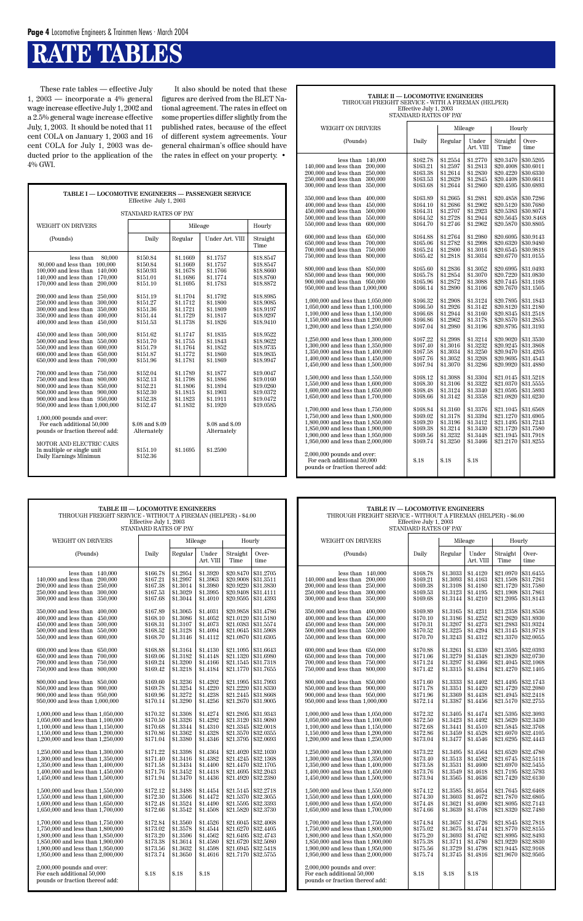# RATE TABLES

These rate tables — effective July 1, 2003 — incorporate a 4% general wage increase effective July 1, 2002 and a 2.5% general wage increase effective July, 1, 2003. It should be noted that 11 cent COLA on January 1, 2003 and 16 cent COLA for July 1, 2003 was deducted prior to the application of the 4% GWI.

It also should be noted that these figures are derived from the BLET National agreement. The rates in effect on some properties differ slightly from the published rates, because of the effect of different system agreements. Your general chairman's office should have the rates in effect on your property. •

**TABLE I — LOCOMOTIVE ENGINEERS — PASSENGER SERVICE**
Effective July 1, 2003
STANDARD RATES OF PAY

| WEIGHT ON DRIVERS | | Mileage | | Hourly |
|---|---|---|---|---|
| (Pounds) | Daily | Regular | Under Art. VIII | Straight Time |
| less than 80,000 | $150.84 | $1.1669 | $1.1757 | $18.8547 |
| 80,000 and less than 100,000 | $150.84 | $1.1669 | $1.1757 | $18.8547 |
| 100,000 and less than 140,000 | $150.93 | $1.1678 | $1.1766 | $18.8660 |
| 140,000 and less than 170,000 | $151.01 | $1.1686 | $1.1774 | $18.8760 |
| 170,000 and less than 200,000 | $151.10 | $1.1695 | $1.1783 | $18.8872 |
| 200,000 and less than 250,000 | $151.19 | $1.1704 | $1.1792 | $18.8985 |
| 250,000 and less than 300,000 | $151.27 | $1.1712 | $1.1800 | $18.9085 |
| 300,000 and less than 350,000 | $151.36 | $1.1721 | $1.1809 | $18.9197 |
| 350,000 and less than 400,000 | $151.44 | $1.1729 | $1.1817 | $18.9297 |
| 400,000 and less than 450,000 | $151.53 | $1.1738 | $1.1826 | $18.9410 |
| 450,000 and less than 500,000 | $151.62 | $1.1747 | $1.1835 | $18.9522 |
| 500,000 and less than 550,000 | $151.70 | $1.1755 | $1.1843 | $18.9622 |
| 550,000 and less than 600,000 | $151.79 | $1.1764 | $1.1852 | $18.9735 |
| 600,000 and less than 650,000 | $151.87 | $1.1772 | $1.1860 | $18.9835 |
| 650,000 and less than 700,000 | $151.96 | $1.1781 | $1.1869 | $18.9947 |
| 700,000 and less than 750,000 | $152.04 | $1.1789 | $1.1877 | $19.0047 |
| 750,000 and less than 800,000 | $152.13 | $1.1798 | $1.1886 | $19.0160 |
| 800,000 and less than 850,000 | $152.21 | $1.1806 | $1.1894 | $19.0260 |
| 850,000 and less than 900,000 | $152.30 | $1.1815 | $1.1903 | $19.0372 |
| 900,000 and less than 950,000 | $152.38 | $1.1823 | $1.1911 | $19.0472 |
| 950,000 and less than 1,000,000 | $152.47 | $1.1832 | $1.1920 | $19.0585 |
| 1,000,000 pounds and over: For each additional 50,000 pounds or fraction thereof add: | $.08 and $.09 Alternately | | $.08 and $.09 Alternately | |
| MOTOR AND ELECTRIC CARS In multiple or single unit | $151.10 | $1.1695 | $1.2590 | |
| Daily Earnings Minimum | $152.36 | | | |

**TABLE II — LOCOMOTIVE ENGINEERS**
THROUGH FREIGHT SERVICE - WITH A FIREMAN (HELPER)
Effective July 1, 2003
STANDARD RATES OF PAY

| WEIGHT ON DRIVERS | | Mileage | | Hourly | |
|---|---|---|---|---|---|
| (Pounds) | Daily | Regular | Under Art. VIII | Straight Time | Over-time |
| less than 140,000 | $162.78 | $1.2554 | $1.2770 | $20.3470 | $30.5205 |
| 140,000 and less than 200,000 | $163.21 | $1.2597 | $1.2813 | $20.4008 | $30.6011 |
| 200,000 and less than 250,000 | $163.38 | $1.2614 | $1.2830 | $20.4220 | $30.6330 |
| 250,000 and less than 300,000 | $163.53 | $1.2629 | $1.2845 | $20.4408 | $30.6611 |
| 300,000 and less than 350,000 | $163.68 | $1.2644 | $1.2860 | $20.4595 | $30.6893 |
| 350,000 and less than 400,000 | $163.89 | $1.2665 | $1.2881 | $20.4858 | $30.7286 |
| 400,000 and less than 450,000 | $164.10 | $1.2686 | $1.2902 | $20.5120 | $30.7680 |
| 450,000 and less than 500,000 | $164.31 | $1.2707 | $1.2923 | $20.5383 | $30.8074 |
| 500,000 and less than 550,000 | $164.52 | $1.2728 | $1.2944 | $20.5645 | $30.8468 |
| 550,000 and less than 600,000 | $164.70 | $1.2746 | $1.2962 | $20.5870 | $30.8805 |
| 600,000 and less than 650,000 | $164.88 | $1.2764 | $1.2980 | $20.6095 | $30.9143 |
| 650,000 and less than 700,000 | $165.06 | $1.2782 | $1.2998 | $20.6320 | $30.9480 |
| 700,000 and less than 750,000 | $165.24 | $1.2800 | $1.3016 | $20.6545 | $30.9818 |
| 750,000 and less than 800,000 | $165.42 | $1.2818 | $1.3034 | $20.6770 | $31.0155 |
| 800,000 and less than 850,000 | $165.60 | $1.2836 | $1.3052 | $20.6995 | $31.0493 |
| 850,000 and less than 900,000 | $165.78 | $1.2854 | $1.3070 | $20.7220 | $31.0830 |
| 900,000 and less than 950,000 | $165.96 | $1.2872 | $1.3088 | $20.7445 | $31.1168 |
| 950,000 and less than 1,000,000 | $166.14 | $1.2890 | $1.3106 | $20.7670 | $31.1505 |
| 1,000,000 and less than 1,050,000 | $166.32 | $1.2908 | $1.3124 | $20.7895 | $31.1843 |
| 1,050,000 and less than 1,100,000 | $166.50 | $1.2926 | $1.3142 | $20.8120 | $31.2180 |
| 1,100,000 and less than 1,150,000 | $166.68 | $1.2944 | $1.3160 | $20.8345 | $31.2518 |
| 1,150,000 and less than 1,200,000 | $166.86 | $1.2962 | $1.3178 | $20.8570 | $31.2855 |
| 1,200,000 and less than 1,250,000 | $167.04 | $1.2980 | $1.3196 | $20.8795 | $31.3193 |
| 1,250,000 and less than 1,300,000 | $167.22 | $1.2998 | $1.3214 | $20.9020 | $31.3530 |
| 1,300,000 and less than 1,350,000 | $167.40 | $1.3016 | $1.3232 | $20.9245 | $31.3868 |
| 1,350,000 and less than 1,400,000 | $167.58 | $1.3034 | $1.3250 | $20.9470 | $31.4205 |
| 1,400,000 and less than 1,450,000 | $167.76 | $1.3052 | $1.3268 | $20.9695 | $31.4543 |
| 1,450,000 and less than 1,500,000 | $167.94 | $1.3070 | $1.3286 | $20.9920 | $31.4880 |
| 1,500,000 and less than 1,550,000 | $168.12 | $1.3088 | $1.3304 | $21.0145 | $31.5218 |
| 1,550,000 and less than 1,600,000 | $168.30 | $1.3106 | $1.3322 | $21.0370 | $31.5555 |
| 1,600,000 and less than 1,650,000 | $168.48 | $1.3124 | $1.3340 | $21.0595 | $31.5893 |
| 1,650,000 and less than 1,700,000 | $168.66 | $1.3142 | $1.3358 | $21.0820 | $31.6230 |
| 1,700,000 and less than 1,750,000 | $168.84 | $1.3160 | $1.3376 | $21.1045 | $31.6568 |
| 1,750,000 and less than 1,800,000 | $169.02 | $1.3178 | $1.3394 | $21.1270 | $31.6905 |
| 1,800,000 and less than 1,850,000 | $169.20 | $1.3196 | $1.3412 | $21.1495 | $31.7243 |
| 1,850,000 and less than 1,900,000 | $169.38 | $1.3214 | $1.3430 | $21.1720 | $31.7580 |
| 1,900,000 and less than 1,950,000 | $169.56 | $1.3232 | $1.3448 | $21.1945 | $31.7918 |
| 1,950,000 and less than 2,000,000 | $169.74 | $1.3250 | $1.3466 | $21.2170 | $31.8255 |
| 2,000,000 pounds and over: For each additional 50,000 pounds or fraction thereof add: | $.18 | $.18 | $.18 | | |

**TABLE III — LOCOMOTIVE ENGINEERS**
THROUGH FREIGHT SERVICE - WITHOUT A FIREMAN (HELPER) - $4.00
Effective July 1, 2003
STANDARD RATES OF PAY

| WEIGHT ON DRIVERS | | Mileage | | Hourly | |
|---|---|---|---|---|---|
| (Pounds) | Daily | Regular | Under Art. VIII | Straight Time | Over-time |
| less than 140,000 | $166.78 | $1.2954 | $1.3920 | $20.8470 | $31.2705 |
| 140,000 and less than 200,000 | $167.21 | $1.2997 | $1.3963 | $20.9008 | $31.3511 |
| 200,000 and less than 250,000 | $167.38 | $1.3014 | $1.3980 | $20.9220 | $31.3830 |
| 250,000 and less than 300,000 | $167.53 | $1.3029 | $1.3995 | $20.9408 | $31.4111 |
| 300,000 and less than 350,000 | $167.68 | $1.3044 | $1.4010 | $20.9595 | $31.4393 |
| 350,000 and less than 400,000 | $167.89 | $1.3065 | $1.4031 | $20.9858 | $31.4786 |
| 400,000 and less than 450,000 | $168.10 | $1.3086 | $1.4052 | $21.0120 | $31.5180 |
| 450,000 and less than 500,000 | $168.31 | $1.3107 | $1.4073 | $21.0383 | $31.5574 |
| 500,000 and less than 550,000 | $168.52 | $1.3128 | $1.4094 | $21.0645 | $31.5968 |
| 550,000 and less than 600,000 | $168.70 | $1.3146 | $1.4112 | $21.0870 | $31.6305 |
| 600,000 and less than 650,000 | $168.88 | $1.3164 | $1.4130 | $21.1095 | $31.6643 |
| 650,000 and less than 700,000 | $169.06 | $1.3182 | $1.4148 | $21.1320 | $31.6980 |
| 700,000 and less than 750,000 | $169.24 | $1.3200 | $1.4166 | $21.1545 | $31.7318 |
| 750,000 and less than 800,000 | $169.42 | $1.3218 | $1.4184 | $21.1770 | $31.7655 |
| 800,000 and less than 850,000 | $169.60 | $1.3236 | $1.4202 | $21.1995 | $31.7993 |
| 850,000 and less than 900,000 | $169.78 | $1.3254 | $1.4220 | $21.2220 | $31.8330 |
| 900,000 and less than 950,000 | $169.96 | $1.3272 | $1.4238 | $21.2445 | $31.8668 |
| 950,000 and less than 1,000,000 | $170.14 | $1.3290 | $1.4256 | $21.2670 | $31.9005 |
| 1,000,000 and less than 1,050,000 | $170.32 | $1.3308 | $1.4274 | $21.2895 | $31.9343 |
| 1,050,000 and less than 1,100,000 | $170.50 | $1.3326 | $1.4292 | $21.3120 | $31.9680 |
| 1,100,000 and less than 1,150,000 | $170.68 | $1.3344 | $1.4310 | $21.3345 | $32.0018 |
| 1,150,000 and less than 1,200,000 | $170.86 | $1.3362 | $1.4328 | $21.3570 | $32.0355 |
| 1,200,000 and less than 1,250,000 | $171.04 | $1.3380 | $1.4346 | $21.3795 | $32.0693 |
| 1,250,000 and less than 1,300,000 | $171.22 | $1.3398 | $1.4364 | $21.4020 | $32.1030 |
| 1,300,000 and less than 1,350,000 | $171.40 | $1.3416 | $1.4382 | $21.4245 | $32.1368 |
| 1,350,000 and less than 1,400,000 | $171.58 | $1.3434 | $1.4400 | $21.4470 | $32.1705 |
| 1,400,000 and less than 1,450,000 | $171.76 | $1.3452 | $1.4418 | $21.4695 | $32.2043 |
| 1,450,000 and less than 1,500,000 | $171.94 | $1.3470 | $1.4436 | $21.4920 | $32.2380 |
| 1,500,000 and less than 1,550,000 | $172.12 | $1.3488 | $1.4454 | $21.5145 | $32.2718 |
| 1,550,000 and less than 1,600,000 | $172.30 | $1.3506 | $1.4472 | $21.5370 | $32.3055 |
| 1,600,000 and less than 1,650,000 | $172.48 | $1.3524 | $1.4490 | $21.5595 | $32.3393 |
| 1,650,000 and less than 1,700,000 | $172.66 | $1.3542 | $1.4508 | $21.5820 | $32.3730 |
| 1,700,000 and less than 1,750,000 | $172.84 | $1.3560 | $1.4526 | $21.6045 | $32.4068 |
| 1,750,000 and less than 1,800,000 | $173.02 | $1.3578 | $1.4544 | $21.6270 | $32.4405 |
| 1,800,000 and less than 1,850,000 | $173.20 | $1.3596 | $1.4562 | $21.6495 | $32.4743 |
| 1,850,000 and less than 1,900,000 | $173.38 | $1.3614 | $1.4580 | $21.6720 | $32.5080 |
| 1,900,000 and less than 1,950,000 | $173.56 | $1.3632 | $1.4598 | $21.6945 | $32.5418 |
| 1,950,000 and less than 2,000,000 | $173.74 | $1.3650 | $1.4616 | $21.7170 | $32.5755 |
| 2,000,000 pounds and over: For each additional 50,000 pounds or fraction thereof add: | $.18 | $.18 | $.18 | | |

**TABLE IV — LOCOMOTIVE ENGINEERS**
THROUGH FREIGHT SERVICE - WITHOUT A FIREMAN (HELPER) - $6.00
Effective July 1, 2003
STANDARD RATES OF PAY

| WEIGHT ON DRIVERS | | Mileage | | Hourly | |
|---|---|---|---|---|---|
| (Pounds) | Daily | Regular | Under Art. VIII | Straight Time | Over-time |
| less than 140,000 | $168.78 | $1.3033 | $1.4120 | $21.0970 | $31.6455 |
| 140,000 and less than 200,000 | $169.21 | $1.3093 | $1.4163 | $21.1508 | $31.7261 |
| 200,000 and less than 250,000 | $169.38 | $1.3108 | $1.4180 | $21.1720 | $31.7580 |
| 250,000 and less than 300,000 | $169.53 | $1.3123 | $1.4195 | $21.1908 | $31.7861 |
| 300,000 and less than 350,000 | $169.68 | $1.3144 | $1.4210 | $21.2095 | $31.8143 |
| 350,000 and less than 400,000 | $169.89 | $1.3165 | $1.4231 | $21.2358 | $31.8536 |
| 400,000 and less than 450,000 | $170.10 | $1.3186 | $1.4252 | $21.2620 | $31.8930 |
| 450,000 and less than 500,000 | $170.31 | $1.3207 | $1.4273 | $21.2883 | $31.9324 |
| 500,000 and less than 550,000 | $170.52 | $1.3225 | $1.4294 | $21.3145 | $31.9718 |
| 550,000 and less than 600,000 | $170.70 | $1.3243 | $1.4312 | $21.3370 | $32.0055 |
| 600,000 and less than 650,000 | $170.88 | $1.3261 | $1.4330 | $21.3505 | $32.0393 |
| 650,000 and less than 700,000 | $171.06 | $1.3279 | $1.4348 | $21.3820 | $32.0730 |
| 700,000 and less than 750,000 | $171.24 | $1.3297 | $1.4366 | $21.4045 | $32.1068 |
| 750,000 and less than 800,000 | $171.42 | $1.3315 | $1.4384 | $21.4270 | $32.1405 |
| 800,000 and less than 850,000 | $171.60 | $1.3333 | $1.4402 | $21.4495 | $32.1743 |
| 850,000 and less than 900,000 | $171.78 | $1.3351 | $1.4420 | $21.4720 | $32.2080 |
| 900,000 and less than 950,000 | $171.96 | $1.3369 | $1.4438 | $21.4945 | $32.2418 |
| 950,000 and less than 1,000,000 | $172.14 | $1.3387 | $1.4456 | $21.5170 | $32.2755 |
| 1,000,000 and less than 1,050,000 | $172.32 | $1.3405 | $1.4474 | $21.5395 | $32.3093 |
| 1,050,000 and less than 1,100,000 | $172.50 | $1.3423 | $1.4492 | $21.5620 | $32.3430 |
| 1,100,000 and less than 1,150,000 | $172.68 | $1.3441 | $1.4510 | $21.5845 | $32.3768 |
| 1,150,000 and less than 1,200,000 | $172.86 | $1.3459 | $1.4528 | $21.6070 | $32.4105 |
| 1,200,000 and less than 1,250,000 | $173.04 | $1.3477 | $1.4546 | $21.6295 | $32.4443 |
| 1,250,000 and less than 1,300,000 | $173.22 | $1.3495 | $1.4564 | $21.6520 | $32.4780 |
| 1,300,000 and less than 1,350,000 | $173.40 | $1.3513 | $1.4582 | $21.6745 | $32.5118 |
| 1,350,000 and less than 1,400,000 | $173.58 | $1.3531 | $1.4600 | $21.6970 | $32.5455 |
| 1,400,000 and less than 1,450,000 | $173.76 | $1.3549 | $1.4618 | $21.7195 | $32.5793 |
| 1,450,000 and less than 1,500,000 | $173.94 | $1.3565 | $1.4636 | $21.7420 | $32.6130 |
| 1,500,000 and less than 1,550,000 | $174.12 | $1.3585 | $1.4654 | $21.7645 | $32.6468 |
| 1,550,000 and less than 1,600,000 | $174.30 | $1.3603 | $1.4672 | $21.7870 | $32.6805 |
| 1,600,000 and less than 1,650,000 | $174.48 | $1.3621 | $1.4690 | $21.8095 | $32.7143 |
| 1,650,000 and less than 1,700,000 | $174.66 | $1.3639 | $1.4708 | $21.8320 | $32.7480 |
| 1,700,000 and less than 1,750,000 | $174.84 | $1.3657 | $1.4726 | $21.8545 | $32.7818 |
| 1,750,000 and less than 1,800,000 | $175.02 | $1.3675 | $1.4744 | $21.8770 | $32.8155 |
| 1,800,000 and less than 1,850,000 | $175.20 | $1.3693 | $1.4762 | $21.8995 | $32.8493 |
| 1,850,000 and less than 1,900,000 | $175.38 | $1.3711 | $1.4780 | $21.9220 | $32.8830 |
| 1,900,000 and less than 1,950,000 | $175.56 | $1.3729 | $1.4798 | $21.9445 | $32.9168 |
| 1,950,000 and less than 2,000,000 | $175.74 | $1.3745 | $1.4816 | $21.9670 | $32.9505 |
| 2,000,000 pounds and over: For each additional 50,000 pounds or fraction thereof add: | $.18 | $.18 | $.18 | | |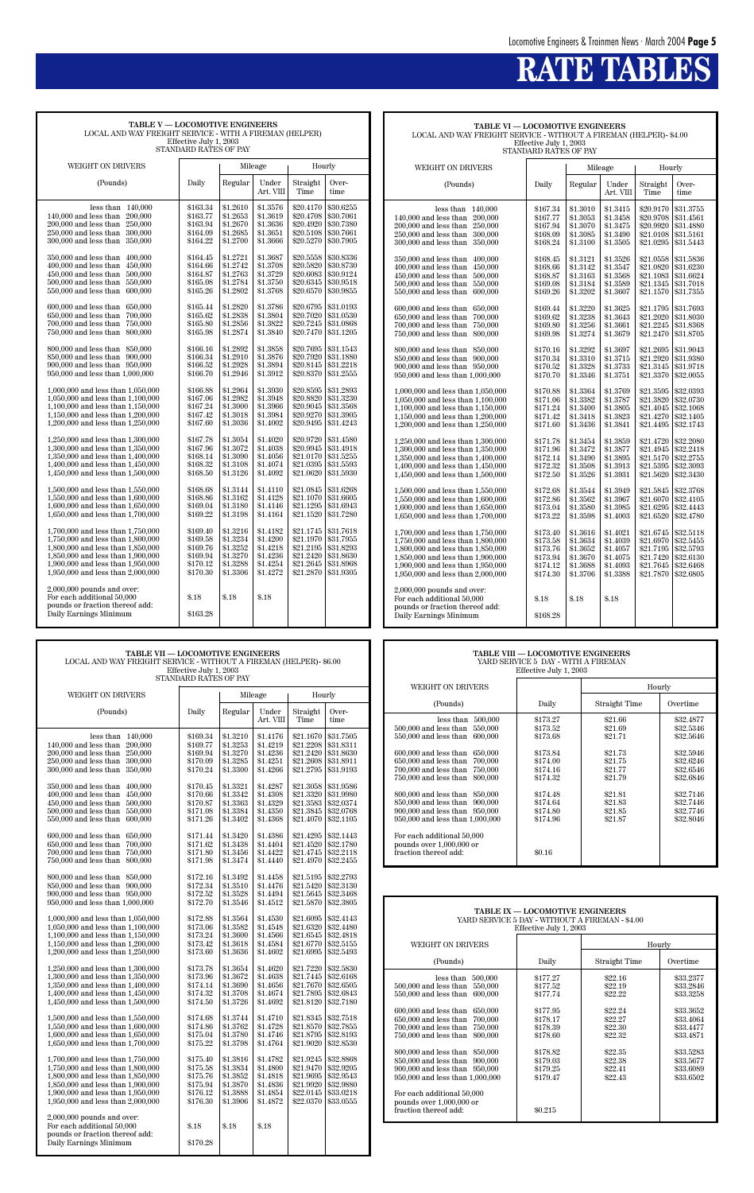# RATE TABLES

**TABLE V — LOCOMOTIVE ENGINEERS**
LOCAL AND WAY FREIGHT SERVICE - WITH A FIREMAN (HELPER)
Effective July 1, 2003
STANDARD RATES OF PAY

| WEIGHT ON DRIVERS | | Mileage | | Hourly | |
|---|---|---|---|---|---|
| (Pounds) | Daily | Regular | Under Art. VIII | Straight Time | Over-time |
| less than 140,000 | $163.34 | $1.2610 | $1.3576 | $20.4170 | $30.6255 |
| 140,000 and less than 200,000 | $163.77 | $1.2653 | $1.3619 | $20.4708 | $30.7061 |
| 200,000 and less than 250,000 | $163.94 | $1.2670 | $1.3636 | $20.4920 | $30.7380 |
| 250,000 and less than 300,000 | $164.09 | $1.2685 | $1.3651 | $20.5108 | $30.7661 |
| 300,000 and less than 350,000 | $164.22 | $1.2700 | $1.3666 | $20.5270 | $30.7905 |
| 350,000 and less than 400,000 | $164.45 | $1.2721 | $1.3687 | $20.5558 | $30.8336 |
| 400,000 and less than 450,000 | $164.66 | $1.2742 | $1.3708 | $20.5820 | $30.8730 |
| 450,000 and less than 500,000 | $164.87 | $1.2763 | $1.3729 | $20.6083 | $30.9124 |
| 500,000 and less than 550,000 | $165.08 | $1.2784 | $1.3750 | $20.6345 | $30.9518 |
| 550,000 and less than 600,000 | $165.26 | $1.2802 | $1.3768 | $20.6570 | $30.9855 |
| 600,000 and less than 650,000 | $165.44 | $1.2820 | $1.3786 | $20.6795 | $31.0193 |
| 650,000 and less than 700,000 | $165.62 | $1.2838 | $1.3804 | $20.7020 | $31.0530 |
| 700,000 and less than 750,000 | $165.80 | $1.2856 | $1.3822 | $20.7245 | $31.0868 |
| 750,000 and less than 800,000 | $165.98 | $1.2874 | $1.3840 | $20.7470 | $31.1205 |
| 800,000 and less than 850,000 | $166.16 | $1.2892 | $1.3858 | $20.7695 | $31.1543 |
| 850,000 and less than 900,000 | $166.34 | $1.2910 | $1.3876 | $20.7920 | $31.1880 |
| 900,000 and less than 950,000 | $166.52 | $1.2928 | $1.3894 | $20.8145 | $31.2218 |
| 950,000 and less than 1,000,000 | $166.70 | $1.2946 | $1.3912 | $20.8370 | $31.2555 |
| 1,000,000 and less than 1,050,000 | $166.88 | $1.2964 | $1.3930 | $20.8595 | $31.2893 |
| 1,050,000 and less than 1,100,000 | $167.06 | $1.2982 | $1.3948 | $20.8820 | $31.3230 |
| 1,100,000 and less than 1,150,000 | $167.24 | $1.3000 | $1.3966 | $20.9045 | $31.3568 |
| 1,150,000 and less than 1,200,000 | $167.42 | $1.3018 | $1.3984 | $20.9270 | $31.3905 |
| 1,200,000 and less than 1,250,000 | $167.60 | $1.3036 | $1.4002 | $20.9495 | $31.4243 |
| 1,250,000 and less than 1,300,000 | $167.78 | $1.3054 | $1.4020 | $20.9720 | $31.4580 |
| 1,300,000 and less than 1,350,000 | $167.96 | $1.3072 | $1.4038 | $20.9945 | $31.4918 |
| 1,350,000 and less than 1,400,000 | $168.14 | $1.3090 | $1.4056 | $21.0170 | $31.5255 |
| 1,400,000 and less than 1,450,000 | $168.32 | $1.3108 | $1.4074 | $21.0395 | $31.5593 |
| 1,450,000 and less than 1,500,000 | $168.50 | $1.3126 | $1.4092 | $21.0620 | $31.5930 |
| 1,500,000 and less than 1,550,000 | $168.68 | $1.3144 | $1.4110 | $21.0845 | $31.6268 |
| 1,550,000 and less than 1,600,000 | $168.86 | $1.3162 | $1.4128 | $21.1070 | $31.6605 |
| 1,600,000 and less than 1,650,000 | $169.04 | $1.3180 | $1.4146 | $21.1295 | $31.6943 |
| 1,650,000 and less than 1,700,000 | $169.22 | $1.3198 | $1.4164 | $21.1520 | $31.7280 |
| 1,700,000 and less than 1,750,000 | $169.40 | $1.3216 | $1.4182 | $21.1745 | $31.7618 |
| 1,750,000 and less than 1,800,000 | $169.58 | $1.3234 | $1.4200 | $21.1970 | $31.7955 |
| 1,800,000 and less than 1,850,000 | $169.76 | $1.3252 | $1.4218 | $21.2195 | $31.8293 |
| 1,850,000 and less than 1,900,000 | $169.94 | $1.3270 | $1.4236 | $21.2420 | $31.8630 |
| 1,900,000 and less than 1,950,000 | $170.12 | $1.3288 | $1.4254 | $21.2645 | $31.8968 |
| 1,950,000 and less than 2,000,000 | $170.30 | $1.3306 | $1.4272 | $21.2870 | $31.9305 |
| 2,000,000 pounds and over: For each additional 50,000 pounds or fraction thereof add: | $.18 | $.18 | $.18 | | |
| Daily Earnings Minimum | $163.28 | | | | |

**TABLE VI — LOCOMOTIVE ENGINEERS**
LOCAL AND WAY FREIGHT SERVICE - WITHOUT A FIREMAN (HELPER)- $4.00
Effective July 1, 2003
STANDARD RATES OF PAY

| WEIGHT ON DRIVERS | | Mileage | | Hourly | |
|---|---|---|---|---|---|
| (Pounds) | Daily | Regular | Under Art. VIII | Straight Time | Over-time |
| less than 140,000 | $167.34 | $1.3010 | $1.3415 | $20.9170 | $31.3755 |
| 140,000 and less than 200,000 | $167.77 | $1.3053 | $1.3458 | $20.9708 | $31.4561 |
| 200,000 and less than 250,000 | $167.94 | $1.3070 | $1.3475 | $20.9920 | $31.4880 |
| 250,000 and less than 300,000 | $168.09 | $1.3085 | $1.3490 | $21.0108 | $31.5161 |
| 300,000 and less than 350,000 | $168.24 | $1.3100 | $1.3505 | $21.0295 | $31.5443 |
| 350,000 and less than 400,000 | $168.45 | $1.3121 | $1.3526 | $21.0558 | $31.5836 |
| 400,000 and less than 450,000 | $168.66 | $1.3142 | $1.3547 | $21.0820 | $31.6230 |
| 450,000 and less than 500,000 | $168.87 | $1.3163 | $1.3568 | $21.1083 | $31.6624 |
| 500,000 and less than 550,000 | $169.08 | $1.3184 | $1.3589 | $21.1345 | $31.7018 |
| 550,000 and less than 600,000 | $169.26 | $1.3202 | $1.3607 | $21.1570 | $31.7355 |
| 600,000 and less than 650,000 | $169.44 | $1.3220 | $1.3625 | $21.1795 | $31.7693 |
| 650,000 and less than 700,000 | $169.62 | $1.3238 | $1.3643 | $21.2020 | $31.8030 |
| 700,000 and less than 750,000 | $169.80 | $1.3256 | $1.3661 | $21.2245 | $31.8368 |
| 750,000 and less than 800,000 | $169.98 | $1.3274 | $1.3679 | $21.2470 | $31.8705 |
| 800,000 and less than 850,000 | $170.16 | $1.3292 | $1.3697 | $21.2695 | $31.9043 |
| 850,000 and less than 900,000 | $170.34 | $1.3310 | $1.3715 | $21.2920 | $31.9380 |
| 900,000 and less than 950,000 | $170.52 | $1.3328 | $1.3733 | $21.3145 | $31.9718 |
| 950,000 and less than 1,000,000 | $170.70 | $1.3346 | $1.3751 | $21.3370 | $32.0055 |
| 1,000,000 and less than 1,050,000 | $170.88 | $1.3364 | $1.3769 | $21.3595 | $32.0393 |
| 1,050,000 and less than 1,100,000 | $171.06 | $1.3382 | $1.3787 | $21.3820 | $32.0730 |
| 1,100,000 and less than 1,150,000 | $171.24 | $1.3400 | $1.3805 | $21.4045 | $32.1068 |
| 1,150,000 and less than 1,200,000 | $171.42 | $1.3418 | $1.3823 | $21.4270 | $32.1405 |
| 1,200,000 and less than 1,250,000 | $171.60 | $1.3436 | $1.3841 | $21.4495 | $32.1743 |
| 1,250,000 and less than 1,300,000 | $171.78 | $1.3454 | $1.3859 | $21.4720 | $32.2080 |
| 1,300,000 and less than 1,350,000 | $171.96 | $1.3472 | $1.3877 | $21.4945 | $32.2418 |
| 1,350,000 and less than 1,400,000 | $172.14 | $1.3490 | $1.3895 | $21.5170 | $32.2755 |
| 1,400,000 and less than 1,450,000 | $172.32 | $1.3508 | $1.3913 | $21.5395 | $32.3093 |
| 1,450,000 and less than 1,500,000 | $172.50 | $1.3526 | $1.3931 | $21.5620 | $32.3430 |
| 1,500,000 and less than 1,550,000 | $172.68 | $1.3544 | $1.3949 | $21.5845 | $32.3768 |
| 1,550,000 and less than 1,600,000 | $172.86 | $1.3562 | $1.3967 | $21.6070 | $32.4105 |
| 1,600,000 and less than 1,650,000 | $173.04 | $1.3580 | $1.3985 | $21.6295 | $32.4443 |
| 1,650,000 and less than 1,700,000 | $173.22 | $1.3598 | $1.4003 | $21.6520 | $32.4780 |
| 1,700,000 and less than 1,750,000 | $173.40 | $1.3616 | $1.4021 | $21.6745 | $32.5118 |
| 1,750,000 and less than 1,800,000 | $173.58 | $1.3634 | $1.4039 | $21.6970 | $32.5455 |
| 1,800,000 and less than 1,850,000 | $173.76 | $1.3652 | $1.4057 | $21.7195 | $32.5793 |
| 1,850,000 and less than 1,900,000 | $173.94 | $1.3670 | $1.4075 | $21.7420 | $32.6130 |
| 1,900,000 and less than 1,950,000 | $174.12 | $1.3688 | $1.4093 | $21.7645 | $32.6468 |
| 1,950,000 and less than 2,000,000 | $174.30 | $1.3706 | $1.3388 | $21.7870 | $32.6805 |
| 2,000,000 pounds and over: For each additional 50,000 pounds or fraction thereof add: | $.18 | $.18 | $.18 | | |
| Daily Earnings Minimum | $168.28 | | | | |

**TABLE VII — LOCOMOTIVE ENGINEERS**
LOCAL AND WAY FREIGHT SERVICE - WITHOUT A FIREMAN (HELPER)- $6.00
Effective July 1, 2003
STANDARD RATES OF PAY

| WEIGHT ON DRIVERS | | Mileage | | Hourly | |
|---|---|---|---|---|---|
| (Pounds) | Daily | Regular | Under Art. VIII | Straight Time | Over-time |
| less than 140,000 | $169.34 | $1.3210 | $1.4176 | $21.1670 | $31.7505 |
| 140,000 and less than 200,000 | $169.77 | $1.3253 | $1.4219 | $21.2208 | $31.8311 |
| 200,000 and less than 250,000 | $169.94 | $1.3270 | $1.4236 | $21.2420 | $31.8630 |
| 250,000 and less than 300,000 | $170.09 | $1.3285 | $1.4251 | $21.2608 | $31.8911 |
| 300,000 and less than 350,000 | $170.24 | $1.3300 | $1.4266 | $21.2795 | $31.9193 |
| 350,000 and less than 400,000 | $170.45 | $1.3321 | $1.4287 | $21.3058 | $31.9586 |
| 400,000 and less than 450,000 | $170.66 | $1.3342 | $1.4308 | $21.3320 | $31.9980 |
| 450,000 and less than 500,000 | $170.87 | $1.3363 | $1.4329 | $21.3583 | $32.0374 |
| 500,000 and less than 550,000 | $171.08 | $1.3384 | $1.4350 | $21.3845 | $32.0768 |
| 550,000 and less than 600,000 | $171.26 | $1.3402 | $1.4368 | $21.4070 | $32.1105 |
| 600,000 and less than 650,000 | $171.44 | $1.3420 | $1.4386 | $21.4295 | $32.1443 |
| 650,000 and less than 700,000 | $171.62 | $1.3438 | $1.4404 | $21.4520 | $32.1780 |
| 700,000 and less than 750,000 | $171.80 | $1.3456 | $1.4422 | $21.4745 | $32.2118 |
| 750,000 and less than 800,000 | $171.98 | $1.3474 | $1.4440 | $21.4970 | $32.2455 |
| 800,000 and less than 850,000 | $172.16 | $1.3492 | $1.4458 | $21.5195 | $32.2793 |
| 850,000 and less than 900,000 | $172.34 | $1.3510 | $1.4476 | $21.5420 | $32.3130 |
| 900,000 and less than 950,000 | $172.52 | $1.3528 | $1.4494 | $21.5645 | $32.3468 |
| 950,000 and less than 1,000,000 | $172.70 | $1.3546 | $1.4512 | $21.5870 | $32.3805 |
| 1,000,000 and less than 1,050,000 | $172.88 | $1.3564 | $1.4530 | $21.6095 | $32.4143 |
| 1,050,000 and less than 1,100,000 | $173.06 | $1.3582 | $1.4548 | $21.6320 | $32.4480 |
| 1,100,000 and less than 1,150,000 | $173.24 | $1.3600 | $1.4566 | $21.6545 | $32.4818 |
| 1,150,000 and less than 1,200,000 | $173.42 | $1.3618 | $1.4584 | $21.6770 | $32.5155 |
| 1,200,000 and less than 1,250,000 | $173.60 | $1.3636 | $1.4602 | $21.6995 | $32.5493 |
| 1,250,000 and less than 1,300,000 | $173.78 | $1.3654 | $1.4620 | $21.7220 | $32.5830 |
| 1,300,000 and less than 1,350,000 | $173.96 | $1.3672 | $1.4638 | $21.7445 | $32.6168 |
| 1,350,000 and less than 1,400,000 | $174.14 | $1.3690 | $1.4656 | $21.7670 | $32.6505 |
| 1,400,000 and less than 1,450,000 | $174.32 | $1.3708 | $1.4674 | $21.7895 | $32.6843 |
| 1,450,000 and less than 1,500,000 | $174.50 | $1.3726 | $1.4692 | $21.8120 | $32.7180 |
| 1,500,000 and less than 1,550,000 | $174.68 | $1.3744 | $1.4710 | $21.8345 | $32.7518 |
| 1,550,000 and less than 1,600,000 | $174.86 | $1.3762 | $1.4728 | $21.8570 | $32.7855 |
| 1,600,000 and less than 1,650,000 | $175.04 | $1.3780 | $1.4746 | $21.8795 | $32.8193 |
| 1,650,000 and less than 1,700,000 | $175.22 | $1.3798 | $1.4764 | $21.9020 | $32.8530 |
| 1,700,000 and less than 1,750,000 | $175.40 | $1.3816 | $1.4782 | $21.9245 | $32.8868 |
| 1,750,000 and less than 1,800,000 | $175.58 | $1.3834 | $1.4800 | $21.9470 | $32.9205 |
| 1,800,000 and less than 1,850,000 | $175.76 | $1.3852 | $1.4818 | $21.9695 | $32.9543 |
| 1,850,000 and less than 1,900,000 | $175.94 | $1.3870 | $1.4836 | $21.9920 | $32.9880 |
| 1,900,000 and less than 1,950,000 | $176.12 | $1.3888 | $1.4854 | $22.0145 | $33.0218 |
| 1,950,000 and less than 2,000,000 | $176.30 | $1.3906 | $1.4872 | $22.0370 | $33.0555 |
| 2,000,000 pounds and over: For each additional 50,000 pounds or fraction thereof add: | $.18 | $.18 | $.18 | | |
| Daily Earnings Minimum | $170.28 | | | | |

**TABLE VIII — LOCOMOTIVE ENGINEERS**
YARD SERVICE 5 DAY - WITH A FIREMAN
Effective July 1, 2003

| WEIGHT ON DRIVERS | | Hourly | |
|---|---|---|---|
| (Pounds) | Daily | Straight Time | Overtime |
| less than 500,000 | $173.27 | $21.66 | $32.4877 |
| 500,000 and less than 550,000 | $173.52 | $21.69 | $32.5346 |
| 550,000 and less than 600,000 | $173.68 | $21.71 | $32.5646 |
| 600,000 and less than 650,000 | $173.84 | $21.73 | $32.5946 |
| 650,000 and less than 700,000 | $174.00 | $21.75 | $32.6246 |
| 700,000 and less than 750,000 | $174.16 | $21.77 | $32.6546 |
| 750,000 and less than 800,000 | $174.32 | $21.79 | $32.6846 |
| 800,000 and less than 850,000 | $174.48 | $21.81 | $32.7146 |
| 850,000 and less than 900,000 | $174.64 | $21.83 | $32.7446 |
| 900,000 and less than 950,000 | $174.80 | $21.85 | $32.7746 |
| 950,000 and less than 1,000,000 | $174.96 | $21.87 | $32.8046 |
| For each additional 50,000 pounds over 1,000,000 or fraction thereof add: | $0.16 | | |

**TABLE IX — LOCOMOTIVE ENGINEERS**
YARD SERVICE 5 DAY - WITHOUT A FIREMAN - $4.00
Effective July 1, 2003

| WEIGHT ON DRIVERS | | Hourly | |
|---|---|---|---|
| (Pounds) | Daily | Straight Time | Overtime |
| less than 500,000 | $177.27 | $22.16 | $33.2377 |
| 500,000 and less than 550,000 | $177.52 | $22.19 | $33.2846 |
| 550,000 and less than 600,000 | $177.74 | $22.22 | $33.3258 |
| 600,000 and less than 650,000 | $177.95 | $22.24 | $33.3652 |
| 650,000 and less than 700,000 | $178.17 | $22.27 | $33.4064 |
| 700,000 and less than 750,000 | $178.39 | $22.30 | $33.4477 |
| 750,000 and less than 800,000 | $178.60 | $22.32 | $33.4871 |
| 800,000 and less than 850,000 | $178.82 | $22.35 | $33.5283 |
| 850,000 and less than 900,000 | $179.03 | $22.38 | $33.5677 |
| 900,000 and less than 950,000 | $179.25 | $22.41 | $33.6089 |
| 950,000 and less than 1,000,000 | $179.47 | $22.43 | $33.6502 |
| For each additional 50,000 pounds over 1,000,000 or fraction thereof add: | $0.215 | | |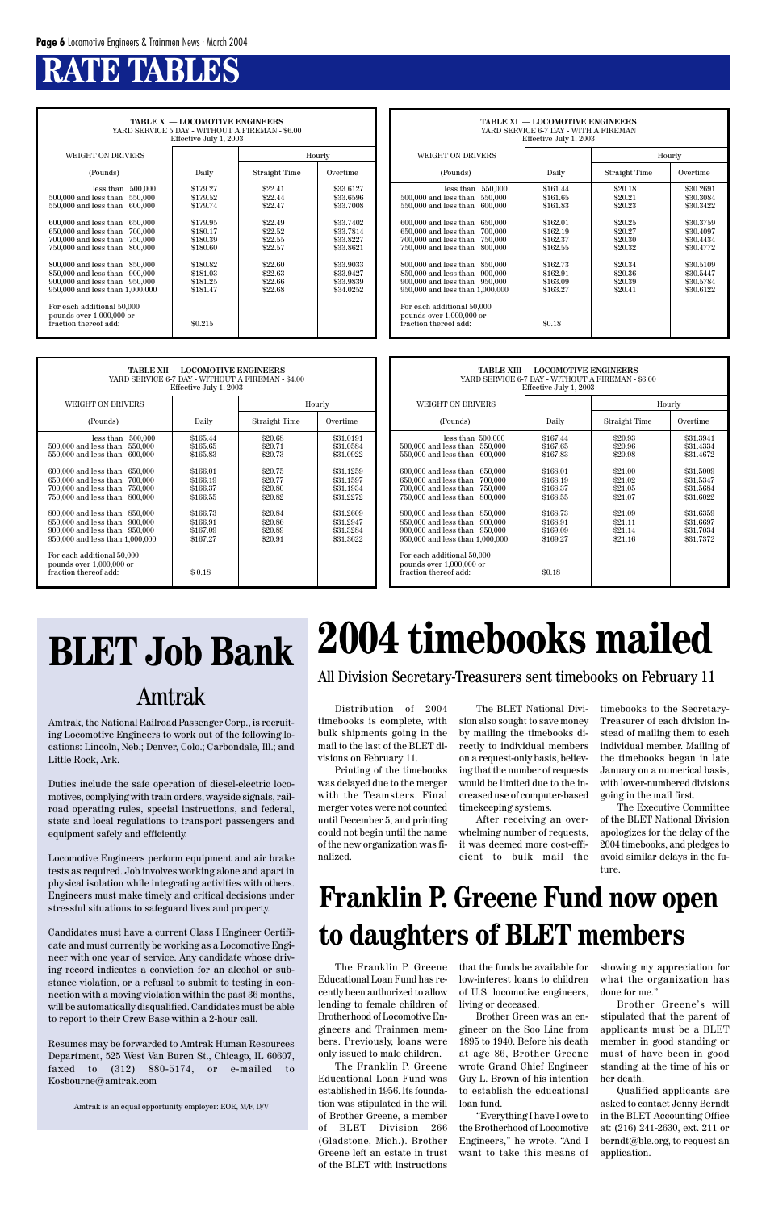# RATE TABLES

| TABLE X — LOCOMOTIVE ENGINEERS YARD SERVICE 5 DAY - WITHOUT A FIREMAN - $6.00 Effective July 1, 2003 | | | |
|---|---|---|---|
| WEIGHT ON DRIVERS | | Hourly | |
| (Pounds) | Daily | Straight Time | Overtime |
| less than 500,000 | $179.27 | $22.41 | $33.6127 |
| 500,000 and less than 550,000 | $179.52 | $22.44 | $33.6596 |
| 550,000 and less than 600,000 | $179.74 | $22.47 | $33.7008 |
| 600,000 and less than 650,000 | $179.95 | $22.49 | $33.7402 |
| 650,000 and less than 700,000 | $180.17 | $22.52 | $33.7814 |
| 700,000 and less than 750,000 | $180.39 | $22.55 | $33.8227 |
| 750,000 and less than 800,000 | $180.60 | $22.57 | $33.8621 |
| 800,000 and less than 850,000 | $180.82 | $22.60 | $33.9033 |
| 850,000 and less than 900,000 | $181.03 | $22.63 | $33.9427 |
| 900,000 and less than 950,000 | $181.25 | $22.66 | $33.9839 |
| 950,000 and less than 1,000,000 | $181.47 | $22.68 | $34.0252 |
| For each additional 50,000 pounds over 1,000,000 or fraction thereof add: | $0.215 | | |

| TABLE XI — LOCOMOTIVE ENGINEERS YARD SERVICE 6-7 DAY - WITH A FIREMAN Effective July 1, 2003 | | | |
|---|---|---|---|
| WEIGHT ON DRIVERS | | Hourly | |
| (Pounds) | Daily | Straight Time | Overtime |
| less than 550,000 | $161.44 | $20.18 | $30.2691 |
| 500,000 and less than 550,000 | $161.65 | $20.21 | $30.3084 |
| 550,000 and less than 600,000 | $161.83 | $20.23 | $30.3422 |
| 600,000 and less than 650,000 | $162.01 | $20.25 | $30.3759 |
| 650,000 and less than 700,000 | $162.19 | $20.27 | $30.4097 |
| 700,000 and less than 750,000 | $162.37 | $20.30 | $30.4434 |
| 750,000 and less than 800,000 | $162.55 | $20.32 | $30.4772 |
| 800,000 and less than 850,000 | $162.73 | $20.34 | $30.5109 |
| 850,000 and less than 900,000 | $162.91 | $20.36 | $30.5447 |
| 900,000 and less than 950,000 | $163.09 | $20.39 | $30.5784 |
| 950,000 and less than 1,000,000 | $163.27 | $20.41 | $30.6122 |
| For each additional 50,000 pounds over 1,000,000 or fraction thereof add: | $0.18 | | |

| TABLE XII — LOCOMOTIVE ENGINEERS YARD SERVICE 6-7 DAY - WITHOUT A FIREMAN - $4.00 Effective July 1, 2003 | | | |
|---|---|---|---|
| WEIGHT ON DRIVERS | | Hourly | |
| (Pounds) | Daily | Straight Time | Overtime |
| less than 500,000 | $165.44 | $20.68 | $31.0191 |
| 500,000 and less than 550,000 | $165.65 | $20.71 | $31.0584 |
| 550,000 and less than 600,000 | $165.83 | $20.73 | $31.0922 |
| 600,000 and less than 650,000 | $166.01 | $20.75 | $31.1259 |
| 650,000 and less than 700,000 | $166.19 | $20.77 | $31.1597 |
| 700,000 and less than 750,000 | $166.37 | $20.80 | $31.1934 |
| 750,000 and less than 800,000 | $166.55 | $20.82 | $31.2272 |
| 800,000 and less than 850,000 | $166.73 | $20.84 | $31.2609 |
| 850,000 and less than 900,000 | $166.91 | $20.86 | $31.2947 |
| 900,000 and less than 950,000 | $167.09 | $20.89 | $31.3284 |
| 950,000 and less than 1,000,000 | $167.27 | $20.91 | $31.3622 |
| For each additional 50,000 pounds over 1,000,000 or fraction thereof add: | $ 0.18 | | |

| TABLE XIII — LOCOMOTIVE ENGINEERS YARD SERVICE 6-7 DAY - WITHOUT A FIREMAN - $6.00 Effective July 1, 2003 | | | |
|---|---|---|---|
| WEIGHT ON DRIVERS | | Hourly | |
| (Pounds) | Daily | Straight Time | Overtime |
| less than 500,000 | $167.44 | $20.93 | $31.3941 |
| 500,000 and less than 550,000 | $167.65 | $20.96 | $31.4334 |
| 550,000 and less than 600,000 | $167.83 | $20.98 | $31.4672 |
| 600,000 and less than 650,000 | $168.01 | $21.00 | $31.5009 |
| 650,000 and less than 700,000 | $168.19 | $21.02 | $31.5347 |
| 700,000 and less than 750,000 | $168.37 | $21.05 | $31.5684 |
| 750,000 and less than 800,000 | $168.55 | $21.07 | $31.6022 |
| 800,000 and less than 850,000 | $168.73 | $21.09 | $31.6359 |
| 850,000 and less than 900,000 | $168.91 | $21.11 | $31.6697 |
| 900,000 and less than 950,000 | $169.09 | $21.14 | $31.7034 |
| 950,000 and less than 1,000,000 | $169.27 | $21.16 | $31.7372 |
| For each additional 50,000 pounds over 1,000,000 or fraction thereof add: | $0.18 | | |

# BLET Job Bank

## Amtrak

Amtrak, the National Railroad Passenger Corp., is recruiting Locomotive Engineers to work out of the following locations: Lincoln, Neb.; Denver, Colo.; Carbondale, Ill.; and Little Rock, Ark.

Duties include the safe operation of diesel-electric locomotives, complying with train orders, wayside signals, railroad operating rules, special instructions, and federal, state and local regulations to transport passengers and equipment safely and efficiently.

Locomotive Engineers perform equipment and air brake tests as required. Job involves working alone and apart in physical isolation while integrating activities with others. Engineers must make timely and critical decisions under stressful situations to safeguard lives and property.

Candidates must have a current Class I Engineer Certificate and must currently be working as a Locomotive Engineer with one year of service. Any candidate whose driving record indicates a conviction for an alcohol or substance violation, or a refusal to submit to testing in connection with a moving violation within the past 36 months, will be automatically disqualified. Candidates must be able to report to their Crew Base within a 2-hour call.

Resumes may be forwarded to Amtrak Human Resources Department, 525 West Van Buren St., Chicago, IL 60607, faxed to (312) 880-5174, or e-mailed to Kosbourne@amtrak.com

Amtrak is an equal opportunity employer: EOE, M/F, D/V

# 2004 timebooks mailed

## All Division Secretary-Treasurers sent timebooks on February 11

Distribution of 2004 timebooks is complete, with bulk shipments going in the mail to the last of the BLET divisions on February 11.

Printing of the timebooks was delayed due to the merger with the Teamsters. Final merger votes were not counted until December 5, and printing could not begin until the name of the new organization was finalized.

The BLET National Division also sought to save money by mailing the timebooks directly to individual members on a request-only basis, believing that the number of requests would be limited due to the increased use of computer-based timekeeping systems.

After receiving an overwhelming number of requests, it was deemed more cost-efficient to bulk mail the timebooks to the Secretary-Treasurer of each division instead of mailing them to each individual member. Mailing of the timebooks began in late January on a numerical basis, with lower-numbered divisions going in the mail first.

The Executive Committee of the BLET National Division apologizes for the delay of the 2004 timebooks, and pledges to avoid similar delays in the future.

# Franklin P. Greene Fund now open to daughters of BLET members

The Franklin P. Greene Educational Loan Fund has recently been authorized to allow lending to female children of Brotherhood of Locomotive Engineers and Trainmen members. Previously, loans were only issued to male children.

The Franklin P. Greene Educational Loan Fund was established in 1956. Its foundation was stipulated in the will of Brother Greene, a member of BLET Division 266 (Gladstone, Mich.). Brother Greene left an estate in trust of the BLET with instructions that the funds be available for low-interest loans to children of U.S. locomotive engineers, living or deceased.

Brother Green was an engineer on the Soo Line from 1895 to 1940. Before his death at age 86, Brother Greene wrote Grand Chief Engineer Guy L. Brown of his intention to establish the educational loan fund.

"Everything I have I owe to the Brotherhood of Locomotive Engineers," he wrote. "And I want to take this means of showing my appreciation for what the organization has done for me."

Brother Greene's will stipulated that the parent of applicants must be a BLET member in good standing or must of have been in good standing at the time of his or her death.

Qualified applicants are asked to contact Jenny Berndt in the BLET Accounting Office at: (216) 241-2630, ext. 211 or berndt@ble.org, to request an application.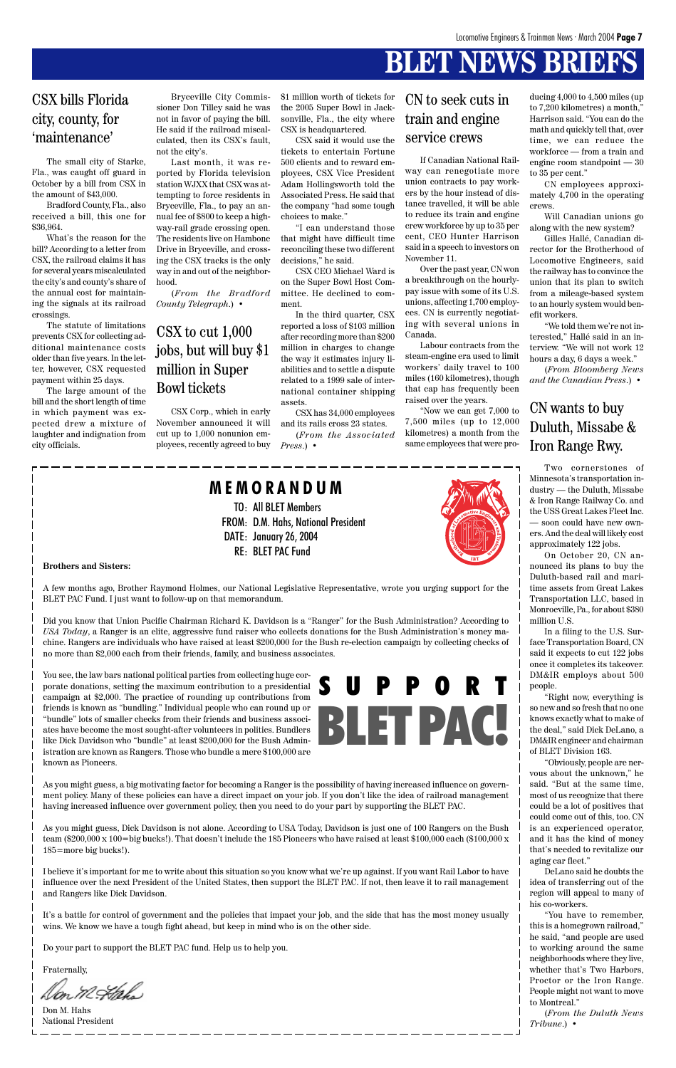# BLET NEWS BRIEFS

## CSX bills Florida city, county, for 'maintenance'

The small city of Starke, Fla., was caught off guard in October by a bill from CSX in the amount of $43,000.

Bradford County, Fla., also received a bill, this one for $36,964.

What's the reason for the bill? According to a letter from CSX, the railroad claims it has for several years miscalculated the city's and county's share of the annual cost for maintaining the signals at its railroad crossings.

The statute of limitations prevents CSX for collecting additional maintenance costs older than five years. In the letter, however, CSX requested payment within 25 days.

The large amount of the bill and the short length of time in which payment was expected drew a mixture of laughter and indignation from city officials.

Bryceville City Commissioner Don Tilley said he was not in favor of paying the bill. He said if the railroad miscalculated, then its CSX's fault, not the city's.

Last month, it was reported by Florida television station WJXX that CSX was attempting to force residents in Bryceville, Fla., to pay an annual fee of $800 to keep a highway-rail grade crossing open. The residents live on Hambone Drive in Bryceville, and crossing the CSX tracks is the only way in and out of the neighborhood.

(*From the Bradford County Telegraph.*) •

## CSX to cut 1,000 jobs, but will buy $1 million in Super Bowl tickets

CSX Corp., which in early November announced it will cut up to 1,000 nonunion employees, recently agreed to buy $1 million worth of tickets for the 2005 Super Bowl in Jacksonville, Fla., the city where CSX is headquartered.

CSX said it would use the tickets to entertain Fortune 500 clients and to reward employees, CSX Vice President Adam Hollingsworth told the Associated Press. He said that the company "had some tough choices to make."

"I can understand those that might have difficult time reconciling these two different decisions," he said.

CSX CEO Michael Ward is on the Super Bowl Host Committee. He declined to comment.

In the third quarter, CSX reported a loss of $103 million after recording more than $200 million in charges to change the way it estimates injury liabilities and to settle a dispute related to a 1999 sale of international container shipping assets.

CSX has 34,000 employees and its rails cross 23 states.

(*From the Associated Press.*) •

## CN to seek cuts in train and engine service crews

If Canadian National Railway can renegotiate more union contracts to pay workers by the hour instead of distance travelled, it will be able to reduce its train and engine crew workforce by up to 35 per cent, CEO Hunter Harrison said in a speech to investors on November 11.

Over the past year, CN won a breakthrough on the hourly-pay issue with some of its U.S. unions, affecting 1,700 employees. CN is currently negotiating with several unions in Canada.

Labour contracts from the steam-engine era used to limit workers' daily travel to 100 miles (160 kilometres), though that cap has frequently been raised over the years.

"Now we can get 7,000 to 7,500 miles (up to 12,000 kilometres) a month from the same employees that were producing 4,000 to 4,500 miles (up to 7,200 kilometres) a month," Harrison said. "You can do the math and quickly tell that, over time, we can reduce the workforce — from a train and engine room standpoint — 30 to 35 per cent."

CN employees approximately 4,700 in the operating crews.

Will Canadian unions go along with the new system?

Gilles Hallé, Canadian director for the Brotherhood of Locomotive Engineers, said the railway has to convince the union that its plan to switch from a mileage-based system to an hourly system would benefit workers.

"We told them we're not interested," Hallé said in an interview. "We will not work 12 hours a day, 6 days a week."

(*From Bloomberg News and the Canadian Press.*) •

## CN wants to buy Duluth, Missabe & Iron Range Rwy.

Two cornerstones of Minnesota's transportation industry — the Duluth, Missabe & Iron Range Railway Co. and the USS Great Lakes Fleet Inc. — soon could have new owners. And the deal will likely cost approximately 122 jobs.

On October 20, CN announced its plans to buy the Duluth-based rail and maritime assets from Great Lakes Transportation LLC, based in Monroeville, Pa., for about $380 million U.S.

In a filing to the U.S. Surface Transportation Board, CN said it expects to cut 122 jobs once it completes its takeover. DM&IR employs about 500 people.

"Right now, everything is so new and so fresh that no one knows exactly what to make of the deal," said Dick DeLano, a DM&IR engineer and chairman of BLET Division 163.

"Obviously, people are nervous about the unknown," he said. "But at the same time, most of us recognize that there could be a lot of positives that could come out of this, too. CN is an experienced operator, and it has the kind of money that's needed to revitalize our aging car fleet."

DeLano said he doubts the idea of transferring out of the region will appeal to many of his co-workers.

"You have to remember, this is a homegrown railroad," he said, "and people are used to working around the same neighborhoods where they live, whether that's Two Harbors, Proctor or the Iron Range. People might not want to move to Montreal."

(*From the Duluth News Tribune.*) •

## MEMORANDUM

TO: All BLET Members
FROM: D.M. Hahs, National President
DATE: January 26, 2004
RE: BLET PAC Fund

**Brothers and Sisters:**

A few months ago, Brother Raymond Holmes, our National Legislative Representative, wrote you urging support for the BLET PAC Fund. I just want to follow-up on that memorandum.

Did you know that Union Pacific Chairman Richard K. Davidson is a "Ranger" for the Bush Administration? According to *USA Today*, a Ranger is an elite, aggressive fund raiser who collects donations for the Bush Administration's money machine. Rangers are individuals who have raised at least $200,000 for the Bush re-election campaign by collecting checks of no more than $2,000 each from their friends, family, and business associates.

You see, the law bars national political parties from collecting huge corporate donations, setting the maximum contribution to a presidential campaign at $2,000. The practice of rounding up contributions from friends is known as "bundling." Individual people who can round up or "bundle" lots of smaller checks from their friends and business associates have become the most sought-after volunteers in politics. Bundlers like Dick Davidson who "bundle" at least $200,000 for the Bush Administration are known as Rangers. Those who bundle a mere $100,000 are known as Pioneers.

**SUPPORT BLET PAC!**

As you might guess, a big motivating factor for becoming a Ranger is the possibility of having increased influence on government policy. Many of these policies can have a direct impact on your job. If you don't like the idea of railroad management having increased influence over government policy, then you need to do your part by supporting the BLET PAC.

As you might guess, Dick Davidson is not alone. According to USA Today, Davidson is just one of 100 Rangers on the Bush team ($200,000 x 100=big bucks!). That doesn't include the 185 Pioneers who have raised at least $100,000 each ($100,000 x 185=more big bucks!).

I believe it's important for me to write about this situation so you know what we're up against. If you want Rail Labor to have influence over the next President of the United States, then support the BLET PAC. If not, then leave it to rail management and Rangers like Dick Davidson.

It's a battle for control of government and the policies that impact your job, and the side that has the most money usually wins. We know we have a tough fight ahead, but keep in mind who is on the other side.

Do your part to support the BLET PAC fund. Help us to help you.

Fraternally,

Don M. Hahs
National President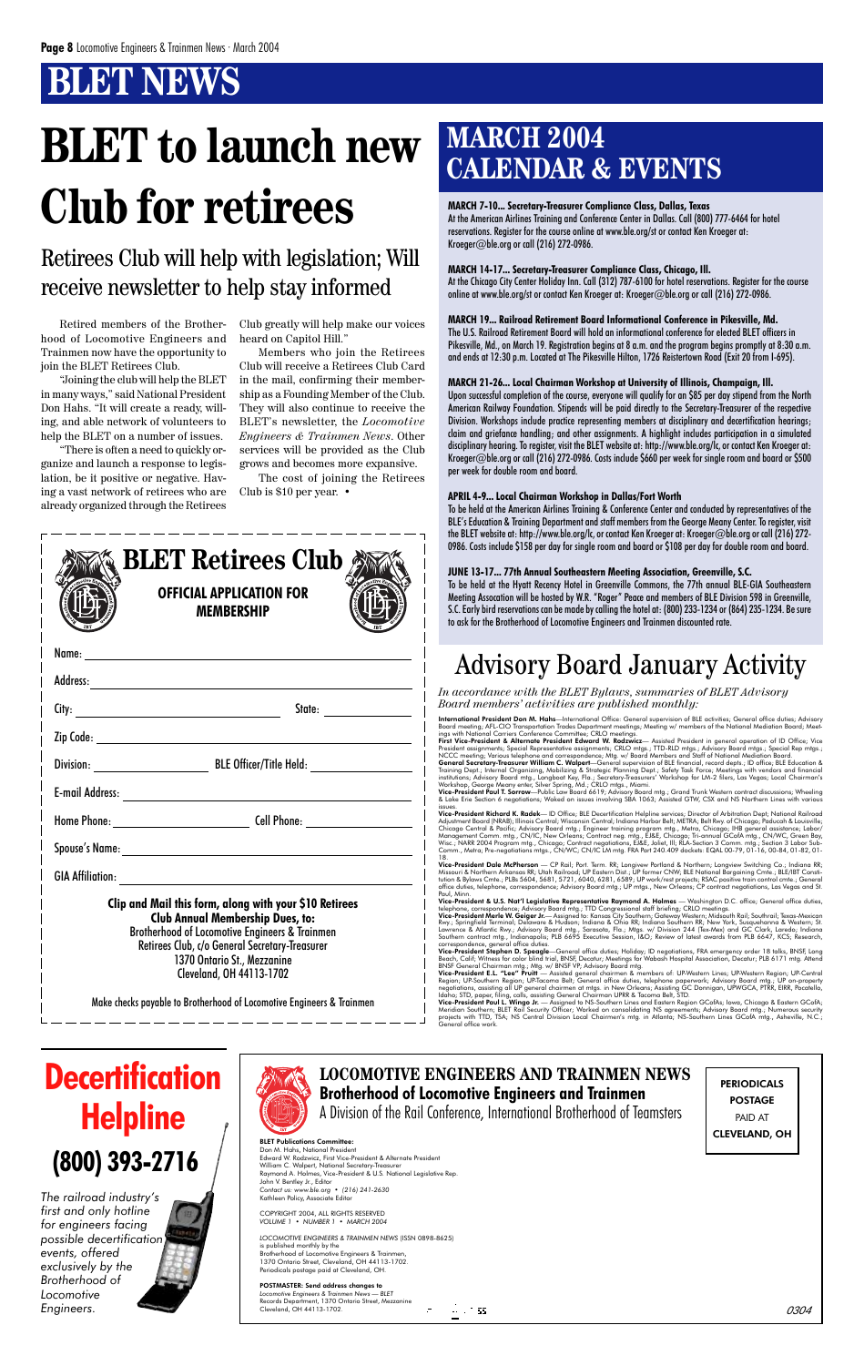# BLET NEWS

# BLET to launch new Club for retirees

## Retirees Club will help with legislation; Will receive newsletter to help stay informed

Retired members of the Brotherhood of Locomotive Engineers and Trainmen now have the opportunity to join the BLET Retirees Club.

"Joining the club will help the BLET in many ways," said National President Don Hahs. "It will create a ready, willing, and able network of volunteers to help the BLET on a number of issues.

"There is often a need to quickly organize and launch a response to legislation, be it positive or negative. Having a vast network of retirees who are already organized through the Retirees Club greatly will help make our voices heard on Capitol Hill."

Members who join the Retirees Club will receive a Retirees Club Card in the mail, confirming their membership as a Founding Member of the Club. They will also continue to receive the BLET's newsletter, the *Locomotive Engineers & Trainmen News*. Other services will be provided as the Club grows and becomes more expansive.

The cost of joining the Retirees Club is $10 per year. •

---

## BLET Retirees Club

**OFFICIAL APPLICATION FOR MEMBERSHIP**

Name: ____________________

Address: ____________________

City: ____________________ State: __________

Zip Code: ____________________

Division: __________ BLE Officer/Title Held: __________

E-mail Address: ____________________

Home Phone: __________ Cell Phone: __________

Spouse's Name: ____________________

GIA Affiliation: ____________________

**Clip and Mail this form, along with your $10 Retirees Club Annual Membership Dues, to:**
Brotherhood of Locomotive Engineers & Trainmen
Retirees Club, c/o General Secretary-Treasurer
1370 Ontario St., Mezzanine
Cleveland, OH 44113-1702

Make checks payable to Brotherhood of Locomotive Engineers & Trainmen

---

# MARCH 2004 CALENDAR & EVENTS

**MARCH 7-10... Secretary-Treasurer Compliance Class, Dallas, Texas**
At the American Airlines Training and Conference Center in Dallas. Call (800) 777-6464 for hotel reservations. Register for the course online at www.ble.org/st or contact Ken Kroeger at: Kroeger@ble.org or call (216) 272-0986.

**MARCH 14-17... Secretary-Treasurer Compliance Class, Chicago, Ill.**
At the Chicago City Center Holiday Inn. Call (312) 787-6100 for hotel reservations. Register for the course online at www.ble.org/st or contact Ken Kroeger at: Kroeger@ble.org or call (216) 272-0986.

**MARCH 19... Railroad Retirement Board Informational Conference in Pikesville, Md.**
The U.S. Railroad Retirement Board will hold an informational conference for elected BLET officers in Pikesville, Md., on March 19. Registration begins at 8 a.m. and the program begins promptly at 8:30 a.m. and ends at 12:30 p.m. Located at The Pikesville Hilton, 1726 Reisterstown Road (Exit 20 from I-695).

**MARCH 21-26... Local Chairman Workshop at University of Illinois, Champaign, Ill.**
Upon successful completion of the course, everyone will qualify for an $85 per day stipend from the North American Railway Foundation. Stipends will be paid directly to the Secretary-Treasurer of the respective Division. Workshops include practice representing members at disciplinary and decertification hearings; claim and grievance handling; and other assignments. A highlight includes participation in a simulated disciplinary hearing. To register, visit the BLET website at: http://www.ble.org/lc, or contact Ken Kroeger at: Kroeger@ble.org or call (216) 272-0986. Costs include $660 per week for single room and board or $500 per week for double room and board.

**APRIL 4-9... Local Chairman Workshop in Dallas/Fort Worth**
To be held at the American Airlines Training & Conference Center and conducted by representatives of the BLE's Education & Training Department and staff members from the George Meany Center. To register, visit the BLET website at: http://www.ble.org/lc, or contact Ken Kroeger at: Kroeger@ble.org or call (216) 272-0986. Costs include $158 per day for single room and board or $108 per day for double room and board.

**JUNE 13-17... 77th Annual Southeastern Meeting Association, Greenville, S.C.**
To be held at the Hyatt Regency Hotel in Greenville Commons, the 77th annual BLE-GIA Southeastern Meeting Assocation will be hosted by W.R. "Roger" Peace and members of BLE Division 598 in Greenville, S.C. Early bird reservations can be made by calling the hotel at: (800) 233-1234 or (864) 235-1234. Be sure to ask for the Brotherhood of Locomotive Engineers and Trainmen discounted rate.

# Advisory Board January Activity

*In accordance with the BLET Bylaws, summaries of BLET Advisory Board members' activities are published monthly:*

**International President Don M. Hahs**—International Officer: General supervision of BLE activities; General office duties; Advisory Board meeting; AFL-CIO Transportation Trades Department meetings; Meeting w/ members of the National Mediation Board; Meetings with National Carriers Conference Committee; CRLO meetings.

**First Vice-President & Alternate President Edward W. Rodzwicz**— Assisted President in general operation of ID Office; Vice President assignments; Special Representative assignments; CRLO mtgs.; TTD-RLD mtgs.; Advisory Board mtgs.; Special Rep mtgs.; NCCC meeting; Various telephone and correspondence; Mtg. w/ Board Members and Staff of National Mediation Board.

**General Secretary-Treasurer William C. Walpert**—General supervision of BLE financial, record depts.; ID office; BLE Education & Training Dept.; Internal Organizing, Mobilizing & Strategic Planning Dept.; Safety Task Force; Meetings with vendors and financial institutions; Advisory Board mtg., Longboat Key, Fla.; Secretary-Treasurers' Workshop for LM-2 filers, Las Vegas; Local Chairman's Workshop, George Meany enter, Silver Spring, Md.; CRLO mtgs., Miami.

**Vice-President Paul T. Sorrow**—Public Law Board 6619; Advisory Board mtg.; Grand Trunk Western contract discussions; Wheeling & Lake Erie Section 6 negotiations; Woked on issues involving SBA 1063; Assisted GTW, CSX and NS Northern Lines with various issues.

**Vice-President Richard K. Radek**— ID Office; BLE Decertification Helpline services; Director of Arbitration Dept; National Railroad Adjustment Board (NRAB); Illinois Central; Wisconsin Central; Indiana Harbor Belt; METRA; Belt Rwy. of Chicago; Paducah & Louisville; Chicago Central & Pacific; Advisory Board mtg.; Engineer training program mtg., Metra, Chicago; IHB general assistance; Labor/Management Comm. mtg., CN/IC, New Orleans; Contract neg. mtg., EJ&E, Chicago; Tri-annual GCofA mtg., CN/WC, Green Bay, Wisc.; NARR 2004 Program mtg., Chicago; Contract negotiations, EJ&E, Joliet, Ill; RLA-Section 3 Comm. mtg.; Section 3 Labor Sub-Comm., Metra; Pre-negotiations mtgs., CN/WC; CN/IC LM mtg. FRA Part 240.409 dockets: EQAL 00-79, 01-16, 00-84, 01-82, 01-18.

**Vice-President Dale McPherson** — CP Rail; Port. Term. RR; Longview Portland & Northern; Longview Switching Co.; Indiana RR; Missouri & Northern Arkansas RR; Utah Railroad; UP Eastern Dist.; UP former CNW; BLE National Bargaining Cmte.; BLE/IBT Constitution & Bylaws Cmte.; PLBs 5604, 5681, 5721, 6040, 6281, 6589; UP work/rest projects; RSAC positive train control cmte.; General office duties, telephone, correspondence; Advisory Board mtg.; UP mtgs., New Orleans; CP contract negotiations, Las Vegas and St. Paul, Minn.

**Vice-President & U.S. Nat'l Legislative Representative Raymond A. Holmes** — Washington D.C. office; General office duties, telephone, correspondence; Advisory Board mtg.; TTD Congressional staff briefing; CRLO meetings.

**Vice-President Merle W. Geiger Jr.**— Assigned to: Kansas City Southern; Gateway Western; Midsouth Rail; Southrail; Texas-Mexican Rwy.; Springfield Terminal; Delaware & Hudson; Indiana & Ohio RR; Indiana Southern RR; New York, Susquehanna & West, St. Lawrence & Atlantic Rwy.; Advisory Board mtg., Sarasota, Fla.; Mtgs. w/ Division 244 (Tex-Mex) and GC Clark, Laredo; Indiana Southern contract mtg., Indianapolis; PLB 6695 Executive Session, I&O; Review of latest awards from PLB 6647, KCS; Research, correspondence, general office duties.

**Vice-President Stephen D. Speagle**—General office duties; Holiday; ID negotiations, FRA emergency order 18 talks, BNSF, Long Beach, Calif; Witness for color blind trial, BNSF, Decatur; Meetings for Wabash Hospital Association, Decatur; PLB 6171 mtg. Attend BNSF General Chairman mtg.; Mtg. w/ BNSF VP, Advisory Board mtg.

**Vice-President E.L. "Lee" Pruitt** — Assisted general chairmen & members of: UP-Western Lines; UP-Western Region; UP-Central Region; UP-Southern Region; UP-Tacoma Belt; General office duties, telephone paperwork; Advisory Board mtg.; UP on-property negotiations, assisting all UP general chairmen at mtgs. in New Orleans; Assisting GC Donnigan, UPWGCA, PTRR, EIRR, Pocatello, Idaho; STD, paper, filing, calls, assisting General Chairman UPRR & Tacoma Belt, STD.

**Vice-President Paul L. Wingo Jr.** — Assigned to NS-Southern Lines and Eastern Region GCofAs; Iowa, Chicago & Eastern GCofA; Meridian Southern; BLET Rail Security Officer; Worked on consolidating NS agreements; Advisory Board mtg.; Numerous security projects with TTD, TSA; NS Central Division Local Chairmen's mtg. in Atlanta; NS-Southern Lines GCofA mtg., Asheville, N.C.; General office work.

---

# Decertification Helpline

## (800) 393-2716

*The railroad industry's first and only hotline for engineers facing possible decertification events, offered exclusively by the Brotherhood of Locomotive Engineers.*

---

**LOCOMOTIVE ENGINEERS AND TRAINMEN NEWS**
**Brotherhood of Locomotive Engineers and Trainmen**
A Division of the Rail Conference, International Brotherhood of Teamsters

**BLET Publications Committee:**
Don M. Hahs, National President
Edward W. Rodzwicz, First Vice-President & Alternate President
William C. Walpert, National Secretary-Treasurer
Raymond A. Holmes, Vice-President & U.S. National Legislative Rep.
John V. Bentley Jr., Editor
*Contact us: www.ble.org • (216) 241-2630*
Kathleen Policy, Associate Editor

COPYRIGHT 2004, ALL RIGHTS RESERVED
*VOLUME 1 • NUMBER 1 • MARCH 2004*

*LOCOMOTIVE ENGINEERS & TRAINMEN NEWS* (ISSN 0898-8625) is published monthly by the Brotherhood of Locomotive Engineers & Trainmen, 1370 Ontario Street, Cleveland, OH 44113-1702. Periodicals postage paid at Cleveland, OH.

**POSTMASTER: Send address changes to** *Locomotive Engineers & Trainmen News — BLET* Records Department, 1370 Ontario Street, Mezzanine Cleveland, OH 44113-1702

**PERIODICALS POSTAGE PAID AT CLEVELAND, OH**

0304